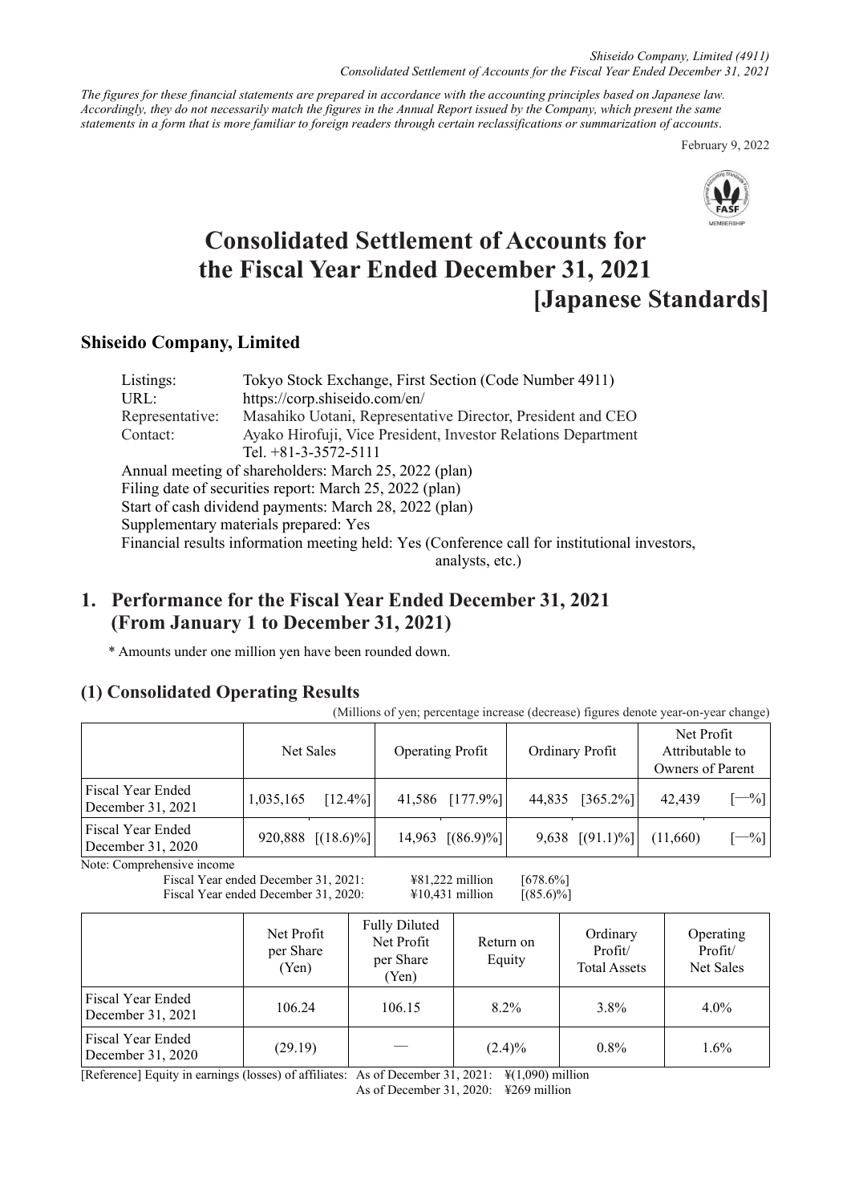*Shiseido Company, Limited (4911)*
*Consolidated Settlement of Accounts for the Fiscal Year Ended December 31, 2021*

*The figures for these financial statements are prepared in accordance with the accounting principles based on Japanese law. Accordingly, they do not necessarily match the figures in the Annual Report issued by the Company, which present the same statements in a form that is more familiar to foreign readers through certain reclassifications or summarization of accounts.*

February 9, 2022

# Consolidated Settlement of Accounts for the Fiscal Year Ended December 31, 2021 [Japanese Standards]

## Shiseido Company, Limited

Listings: Tokyo Stock Exchange, First Section (Code Number 4911)
URL: https://corp.shiseido.com/en/
Representative: Masahiko Uotani, Representative Director, President and CEO
Contact: Ayako Hirofuji, Vice President, Investor Relations Department
Tel. +81-3-3572-5111

Annual meeting of shareholders: March 25, 2022 (plan)
Filing date of securities report: March 25, 2022 (plan)
Start of cash dividend payments: March 28, 2022 (plan)
Supplementary materials prepared: Yes
Financial results information meeting held: Yes (Conference call for institutional investors, analysts, etc.)

## 1. Performance for the Fiscal Year Ended December 31, 2021 (From January 1 to December 31, 2021)

\* Amounts under one million yen have been rounded down.

### (1) Consolidated Operating Results

(Millions of yen; percentage increase (decrease) figures denote year-on-year change)

| | Net Sales | | Operating Profit | | Ordinary Profit | | Net Profit Attributable to Owners of Parent | |
|---|---|---|---|---|---|---|---|---|
| Fiscal Year Ended December 31, 2021 | 1,035,165 | [12.4%] | 41,586 | [177.9%] | 44,835 | [365.2%] | 42,439 | [—%] |
| Fiscal Year Ended December 31, 2020 | 920,888 | [(18.6)%] | 14,963 | [(86.9)%] | 9,638 | [(91.1)%] | (11,660) | [—%] |

Note: Comprehensive income
Fiscal Year ended December 31, 2021: ¥81,222 million [678.6%]
Fiscal Year ended December 31, 2020: ¥10,431 million [(85.6)%]

| | Net Profit per Share (Yen) | Fully Diluted Net Profit per Share (Yen) | Return on Equity | Ordinary Profit/ Total Assets | Operating Profit/ Net Sales |
|---|---|---|---|---|---|
| Fiscal Year Ended December 31, 2021 | 106.24 | 106.15 | 8.2% | 3.8% | 4.0% |
| Fiscal Year Ended December 31, 2020 | (29.19) | — | (2.4)% | 0.8% | 1.6% |

[Reference] Equity in earnings (losses) of affiliates: As of December 31, 2021: ¥(1,090) million
As of December 31, 2020: ¥269 million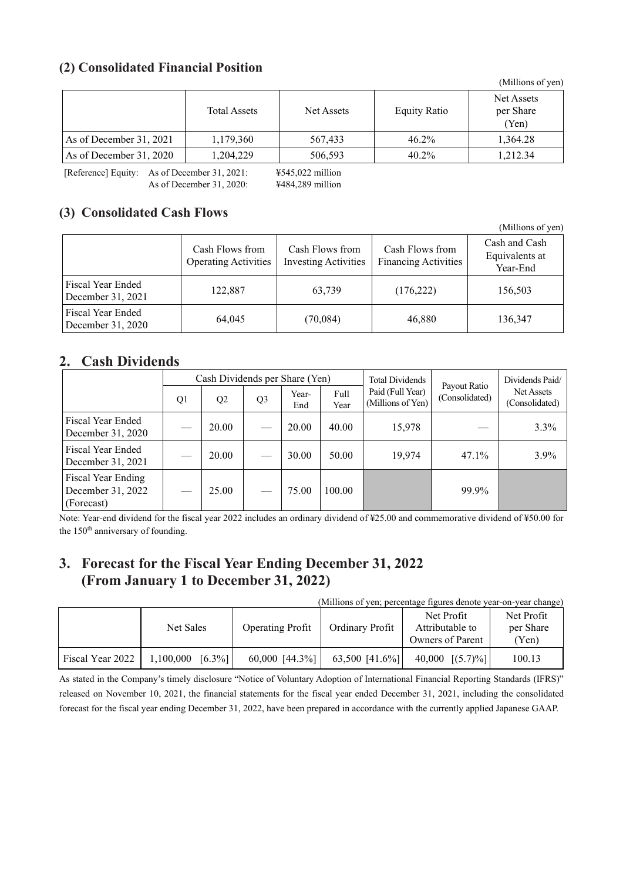## (2) Consolidated Financial Position

(Millions of yen)

| | Total Assets | Net Assets | Equity Ratio | Net Assets per Share (Yen) |
|---|---|---|---|---|
| As of December 31, 2021 | 1,179,360 | 567,433 | 46.2% | 1,364.28 |
| As of December 31, 2020 | 1,204,229 | 506,593 | 40.2% | 1,212.34 |

[Reference] Equity: As of December 31, 2021: ¥545,022 million
As of December 31, 2020: ¥484,289 million

## (3) Consolidated Cash Flows

(Millions of yen)

| | Cash Flows from Operating Activities | Cash Flows from Investing Activities | Cash Flows from Financing Activities | Cash and Cash Equivalents at Year-End |
|---|---|---|---|---|
| Fiscal Year Ended December 31, 2021 | 122,887 | 63,739 | (176,222) | 156,503 |
| Fiscal Year Ended December 31, 2020 | 64,045 | (70,084) | 46,880 | 136,347 |

## 2. Cash Dividends

| | Cash Dividends per Share (Yen) | | | | | Total Dividends Paid (Full Year) (Millions of Yen) | Payout Ratio (Consolidated) | Dividends Paid/ Net Assets (Consolidated) |
|---|---|---|---|---|---|---|---|---|
| | Q1 | Q2 | Q3 | Year-End | Full Year | | | |
| Fiscal Year Ended December 31, 2020 | — | 20.00 | — | 20.00 | 40.00 | 15,978 | — | 3.3% |
| Fiscal Year Ended December 31, 2021 | — | 20.00 | — | 30.00 | 50.00 | 19,974 | 47.1% | 3.9% |
| Fiscal Year Ending December 31, 2022 (Forecast) | — | 25.00 | — | 75.00 | 100.00 | | 99.9% | |

Note: Year-end dividend for the fiscal year 2022 includes an ordinary dividend of ¥25.00 and commemorative dividend of ¥50.00 for the 150th anniversary of founding.

## 3. Forecast for the Fiscal Year Ending December 31, 2022 (From January 1 to December 31, 2022)

(Millions of yen; percentage figures denote year-on-year change)

| | Net Sales | Operating Profit | Ordinary Profit | Net Profit Attributable to Owners of Parent | Net Profit per Share (Yen) |
|---|---|---|---|---|---|
| Fiscal Year 2022 | 1,100,000 [6.3%] | 60,000 [44.3%] | 63,500 [41.6%] | 40,000 [(5.7)%] | 100.13 |

As stated in the Company's timely disclosure "Notice of Voluntary Adoption of International Financial Reporting Standards (IFRS)" released on November 10, 2021, the financial statements for the fiscal year ended December 31, 2021, including the consolidated forecast for the fiscal year ending December 31, 2022, have been prepared in accordance with the currently applied Japanese GAAP.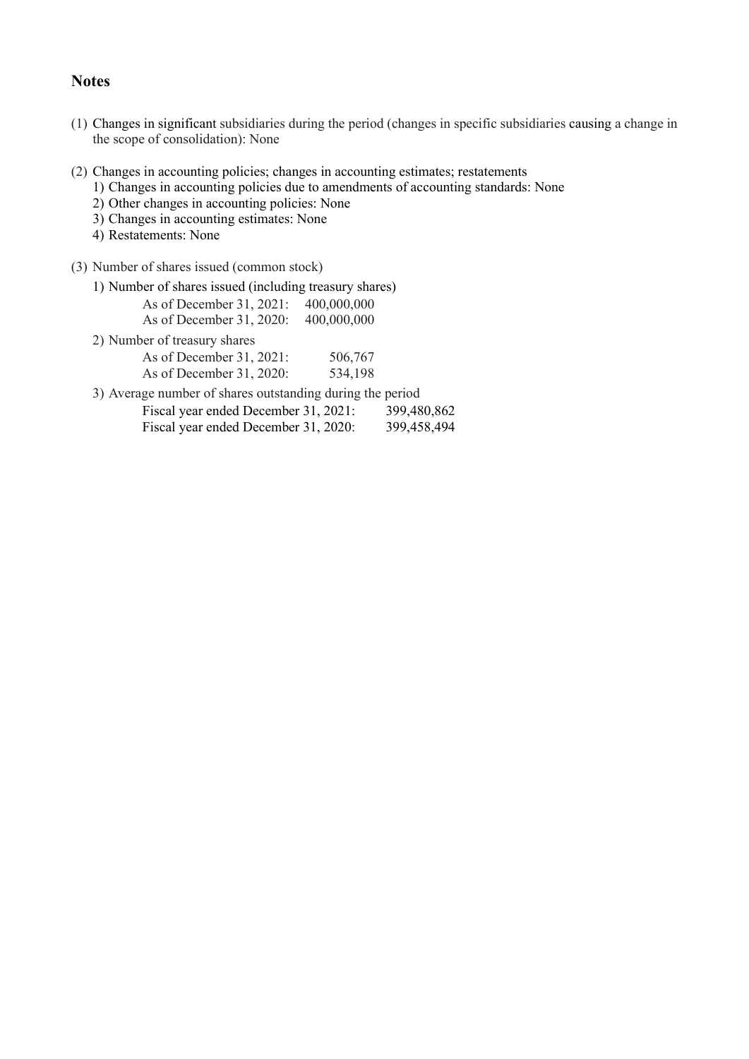## Notes

(1) Changes in significant subsidiaries during the period (changes in specific subsidiaries causing a change in the scope of consolidation): None

(2) Changes in accounting policies; changes in accounting estimates; restatements
   1) Changes in accounting policies due to amendments of accounting standards: None
   2) Other changes in accounting policies: None
   3) Changes in accounting estimates: None
   4) Restatements: None

(3) Number of shares issued (common stock)

   1) Number of shares issued (including treasury shares)

| | |
|---|---|
| As of December 31, 2021: | 400,000,000 |
| As of December 31, 2020: | 400,000,000 |

   2) Number of treasury shares

| | |
|---|---|
| As of December 31, 2021: | 506,767 |
| As of December 31, 2020: | 534,198 |

   3) Average number of shares outstanding during the period

| | |
|---|---|
| Fiscal year ended December 31, 2021: | 399,480,862 |
| Fiscal year ended December 31, 2020: | 399,458,494 |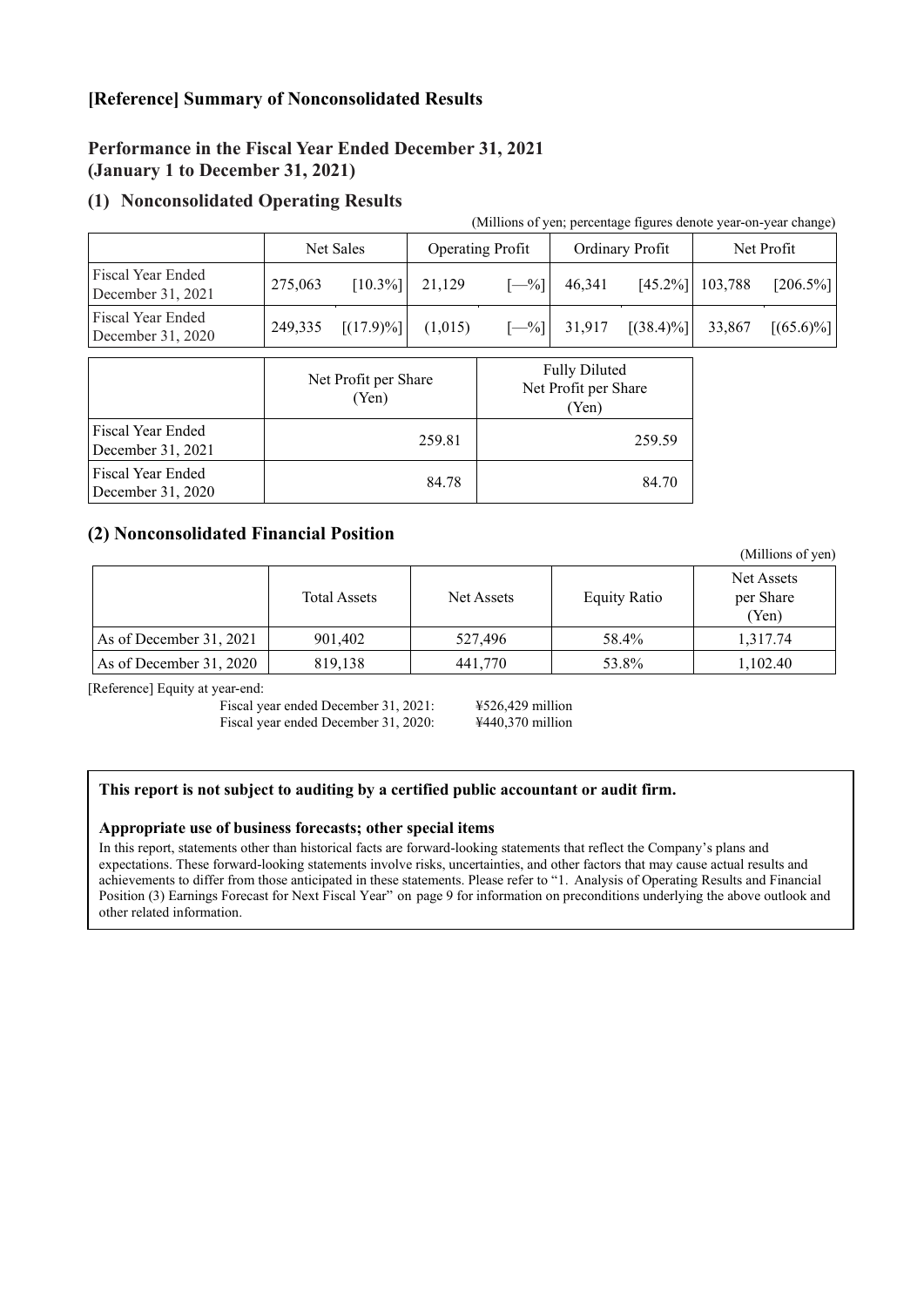## [Reference] Summary of Nonconsolidated Results

### Performance in the Fiscal Year Ended December 31, 2021 (January 1 to December 31, 2021)

### (1) Nonconsolidated Operating Results

(Millions of yen; percentage figures denote year-on-year change)

| | Net Sales | | Operating Profit | | Ordinary Profit | | Net Profit | |
|---|---|---|---|---|---|---|---|---|
| Fiscal Year Ended December 31, 2021 | 275,063 | [10.3%] | 21,129 | [—%] | 46,341 | [45.2%] | 103,788 | [206.5%] |
| Fiscal Year Ended December 31, 2020 | 249,335 | [(17.9)%] | (1,015) | [—%] | 31,917 | [(38.4)%] | 33,867 | [(65.6)%] |

| | Net Profit per Share (Yen) | Fully Diluted Net Profit per Share (Yen) |
|---|---|---|
| Fiscal Year Ended December 31, 2021 | 259.81 | 259.59 |
| Fiscal Year Ended December 31, 2020 | 84.78 | 84.70 |

### (2) Nonconsolidated Financial Position

(Millions of yen)

| | Total Assets | Net Assets | Equity Ratio | Net Assets per Share (Yen) |
|---|---|---|---|---|
| As of December 31, 2021 | 901,402 | 527,496 | 58.4% | 1,317.74 |
| As of December 31, 2020 | 819,138 | 441,770 | 53.8% | 1,102.40 |

[Reference] Equity at year-end:

Fiscal year ended December 31, 2021: ¥526,429 million
Fiscal year ended December 31, 2020: ¥440,370 million

**This report is not subject to auditing by a certified public accountant or audit firm.**

**Appropriate use of business forecasts; other special items**

In this report, statements other than historical facts are forward-looking statements that reflect the Company's plans and expectations. These forward-looking statements involve risks, uncertainties, and other factors that may cause actual results and achievements to differ from those anticipated in these statements. Please refer to "1. Analysis of Operating Results and Financial Position (3) Earnings Forecast for Next Fiscal Year" on page 9 for information on preconditions underlying the above outlook and other related information.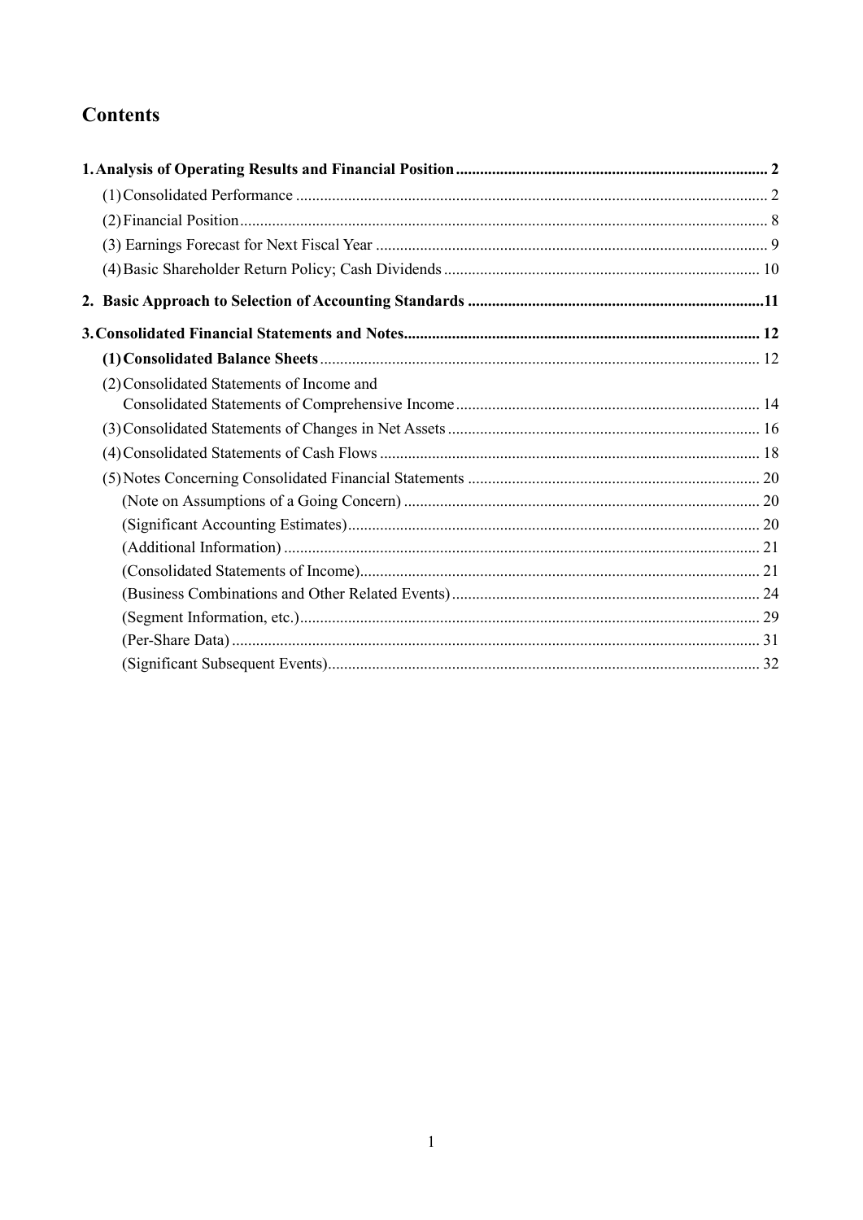# Contents

**1. Analysis of Operating Results and Financial Position** .......... **2**

(1) Consolidated Performance .......... 2

(2) Financial Position .......... 8

(3) Earnings Forecast for Next Fiscal Year .......... 9

(4) Basic Shareholder Return Policy; Cash Dividends .......... 10

**2. Basic Approach to Selection of Accounting Standards** .......... **11**

**3. Consolidated Financial Statements and Notes** .......... **12**

**(1) Consolidated Balance Sheets** .......... 12

(2) Consolidated Statements of Income and Consolidated Statements of Comprehensive Income .......... 14

(3) Consolidated Statements of Changes in Net Assets .......... 16

(4) Consolidated Statements of Cash Flows .......... 18

(5) Notes Concerning Consolidated Financial Statements .......... 20

(Note on Assumptions of a Going Concern) .......... 20

(Significant Accounting Estimates) .......... 20

(Additional Information) .......... 21

(Consolidated Statements of Income) .......... 21

(Business Combinations and Other Related Events) .......... 24

(Segment Information, etc.) .......... 29

(Per-Share Data) .......... 31

(Significant Subsequent Events) .......... 32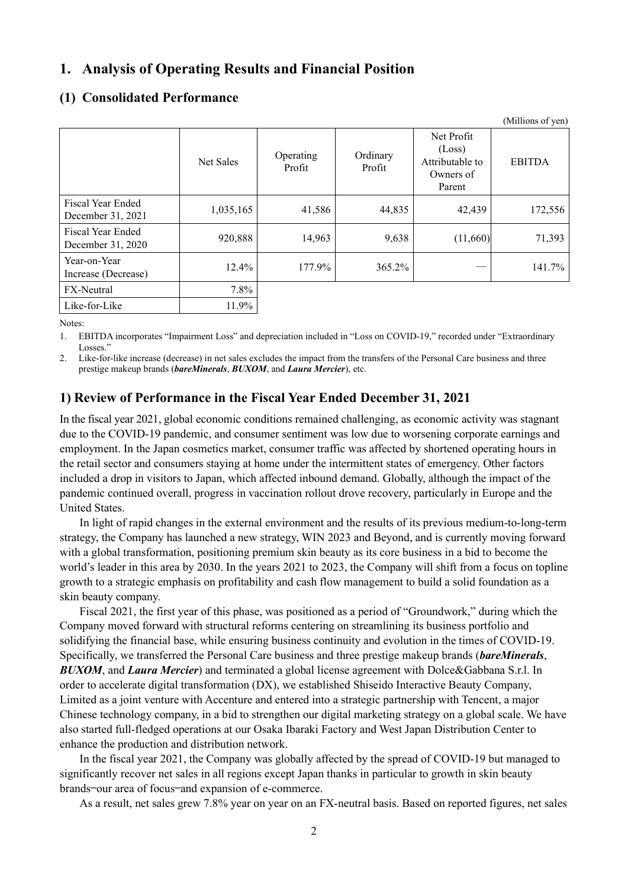# 1. Analysis of Operating Results and Financial Position

## (1) Consolidated Performance

(Millions of yen)

| | Net Sales | Operating Profit | Ordinary Profit | Net Profit (Loss) Attributable to Owners of Parent | EBITDA |
|---|---|---|---|---|---|
| Fiscal Year Ended December 31, 2021 | 1,035,165 | 41,586 | 44,835 | 42,439 | 172,556 |
| Fiscal Year Ended December 31, 2020 | 920,888 | 14,963 | 9,638 | (11,660) | 71,393 |
| Year-on-Year Increase (Decrease) | 12.4% | 177.9% | 365.2% | — | 141.7% |
| FX-Neutral | 7.8% | | | | |
| Like-for-Like | 11.9% | | | | |

Notes:

1. EBITDA incorporates "Impairment Loss" and depreciation included in "Loss on COVID-19," recorded under "Extraordinary Losses."
2. Like-for-like increase (decrease) in net sales excludes the impact from the transfers of the Personal Care business and three prestige makeup brands (***bareMinerals***, ***BUXOM***, and ***Laura Mercier***), etc.

## 1) Review of Performance in the Fiscal Year Ended December 31, 2021

In the fiscal year 2021, global economic conditions remained challenging, as economic activity was stagnant due to the COVID-19 pandemic, and consumer sentiment was low due to worsening corporate earnings and employment. In the Japan cosmetics market, consumer traffic was affected by shortened operating hours in the retail sector and consumers staying at home under the intermittent states of emergency. Other factors included a drop in visitors to Japan, which affected inbound demand. Globally, although the impact of the pandemic continued overall, progress in vaccination rollout drove recovery, particularly in Europe and the United States.

In light of rapid changes in the external environment and the results of its previous medium-to-long-term strategy, the Company has launched a new strategy, WIN 2023 and Beyond, and is currently moving forward with a global transformation, positioning premium skin beauty as its core business in a bid to become the world's leader in this area by 2030. In the years 2021 to 2023, the Company will shift from a focus on topline growth to a strategic emphasis on profitability and cash flow management to build a solid foundation as a skin beauty company.

Fiscal 2021, the first year of this phase, was positioned as a period of "Groundwork," during which the Company moved forward with structural reforms centering on streamlining its business portfolio and solidifying the financial base, while ensuring business continuity and evolution in the times of COVID-19. Specifically, we transferred the Personal Care business and three prestige makeup brands (***bareMinerals***, ***BUXOM***, and ***Laura Mercier***) and terminated a global license agreement with Dolce&Gabbana S.r.l. In order to accelerate digital transformation (DX), we established Shiseido Interactive Beauty Company, Limited as a joint venture with Accenture and entered into a strategic partnership with Tencent, a major Chinese technology company, in a bid to strengthen our digital marketing strategy on a global scale. We have also started full-fledged operations at our Osaka Ibaraki Factory and West Japan Distribution Center to enhance the production and distribution network.

In the fiscal year 2021, the Company was globally affected by the spread of COVID-19 but managed to significantly recover net sales in all regions except Japan thanks in particular to growth in skin beauty brands–our area of focus–and expansion of e-commerce.

As a result, net sales grew 7.8% year on year on an FX-neutral basis. Based on reported figures, net sales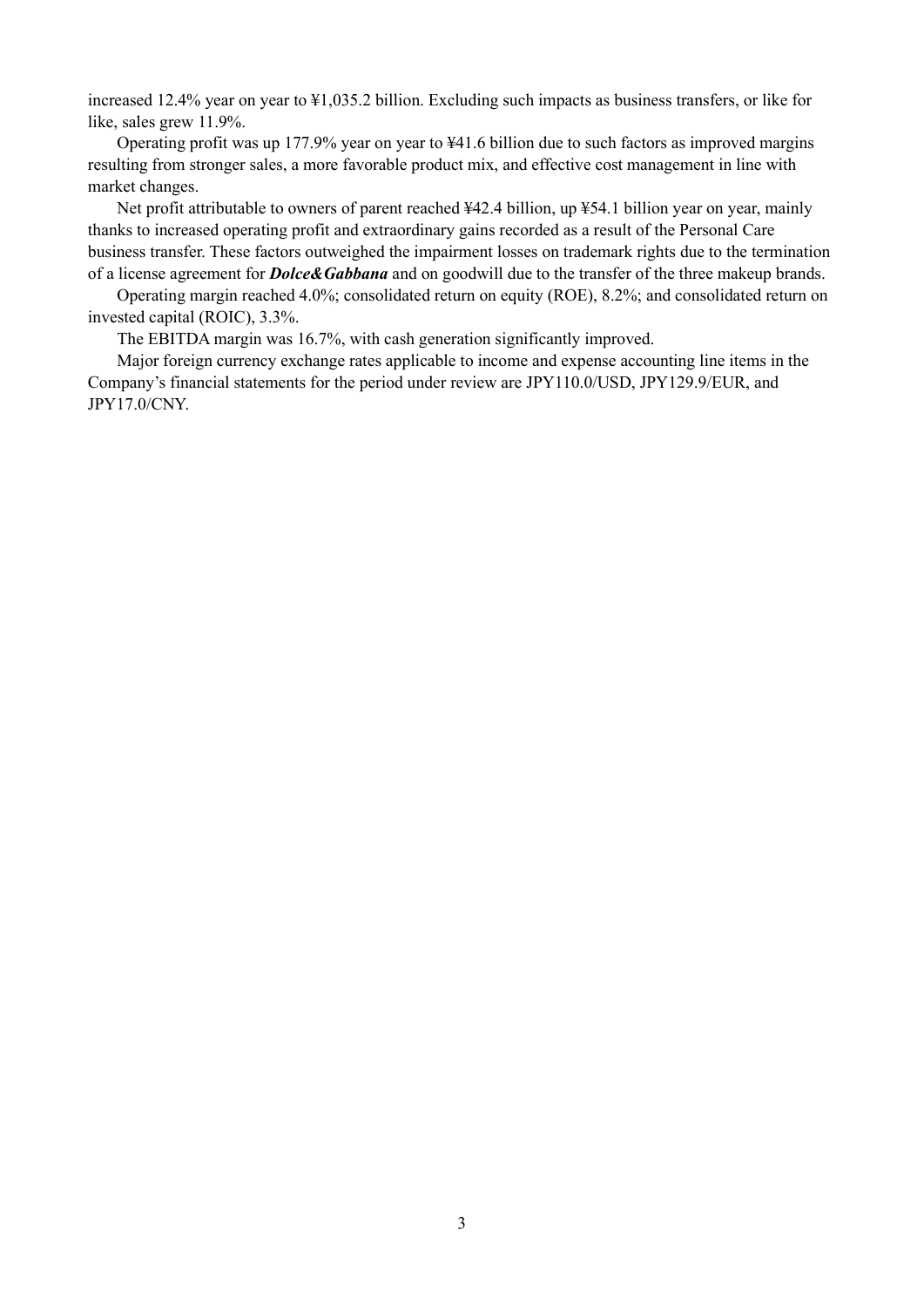increased 12.4% year on year to ¥1,035.2 billion. Excluding such impacts as business transfers, or like for like, sales grew 11.9%.

Operating profit was up 177.9% year on year to ¥41.6 billion due to such factors as improved margins resulting from stronger sales, a more favorable product mix, and effective cost management in line with market changes.

Net profit attributable to owners of parent reached ¥42.4 billion, up ¥54.1 billion year on year, mainly thanks to increased operating profit and extraordinary gains recorded as a result of the Personal Care business transfer. These factors outweighed the impairment losses on trademark rights due to the termination of a license agreement for ***Dolce&Gabbana*** and on goodwill due to the transfer of the three makeup brands.

Operating margin reached 4.0%; consolidated return on equity (ROE), 8.2%; and consolidated return on invested capital (ROIC), 3.3%.

The EBITDA margin was 16.7%, with cash generation significantly improved.

Major foreign currency exchange rates applicable to income and expense accounting line items in the Company's financial statements for the period under review are JPY110.0/USD, JPY129.9/EUR, and JPY17.0/CNY.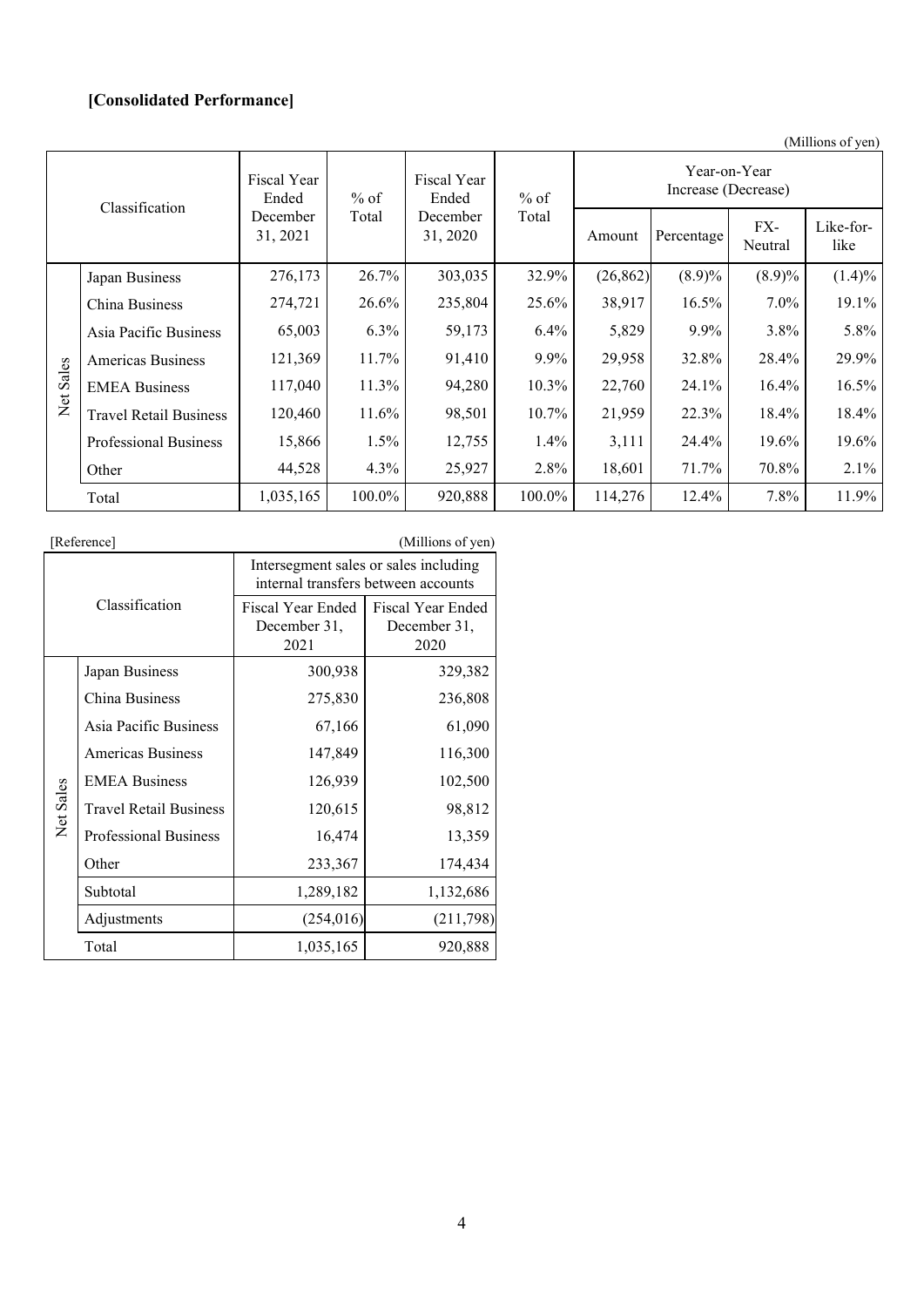## [Consolidated Performance]

(Millions of yen)

| Classification | | Fiscal Year Ended December 31, 2021 | % of Total | Fiscal Year Ended December 31, 2020 | % of Total | Year-on-Year Increase (Decrease) | | | |
|---|---|---|---|---|---|---|---|---|---|
| | | | | | | Amount | Percentage | FX-Neutral | Like-for-like |
| Net Sales | Japan Business | 276,173 | 26.7% | 303,035 | 32.9% | (26,862) | (8.9)% | (8.9)% | (1.4)% |
| | China Business | 274,721 | 26.6% | 235,804 | 25.6% | 38,917 | 16.5% | 7.0% | 19.1% |
| | Asia Pacific Business | 65,003 | 6.3% | 59,173 | 6.4% | 5,829 | 9.9% | 3.8% | 5.8% |
| | Americas Business | 121,369 | 11.7% | 91,410 | 9.9% | 29,958 | 32.8% | 28.4% | 29.9% |
| | EMEA Business | 117,040 | 11.3% | 94,280 | 10.3% | 22,760 | 24.1% | 16.4% | 16.5% |
| | Travel Retail Business | 120,460 | 11.6% | 98,501 | 10.7% | 21,959 | 22.3% | 18.4% | 18.4% |
| | Professional Business | 15,866 | 1.5% | 12,755 | 1.4% | 3,111 | 24.4% | 19.6% | 19.6% |
| | Other | 44,528 | 4.3% | 25,927 | 2.8% | 18,601 | 71.7% | 70.8% | 2.1% |
| Total | | 1,035,165 | 100.0% | 920,888 | 100.0% | 114,276 | 12.4% | 7.8% | 11.9% |

[Reference] (Millions of yen)

| Classification | | Intersegment sales or sales including internal transfers between accounts | |
|---|---|---|---|
| | | Fiscal Year Ended December 31, 2021 | Fiscal Year Ended December 31, 2020 |
| Net Sales | Japan Business | 300,938 | 329,382 |
| | China Business | 275,830 | 236,808 |
| | Asia Pacific Business | 67,166 | 61,090 |
| | Americas Business | 147,849 | 116,300 |
| | EMEA Business | 126,939 | 102,500 |
| | Travel Retail Business | 120,615 | 98,812 |
| | Professional Business | 16,474 | 13,359 |
| | Other | 233,367 | 174,434 |
| | Subtotal | 1,289,182 | 1,132,686 |
| | Adjustments | (254,016) | (211,798) |
| Total | | 1,035,165 | 920,888 |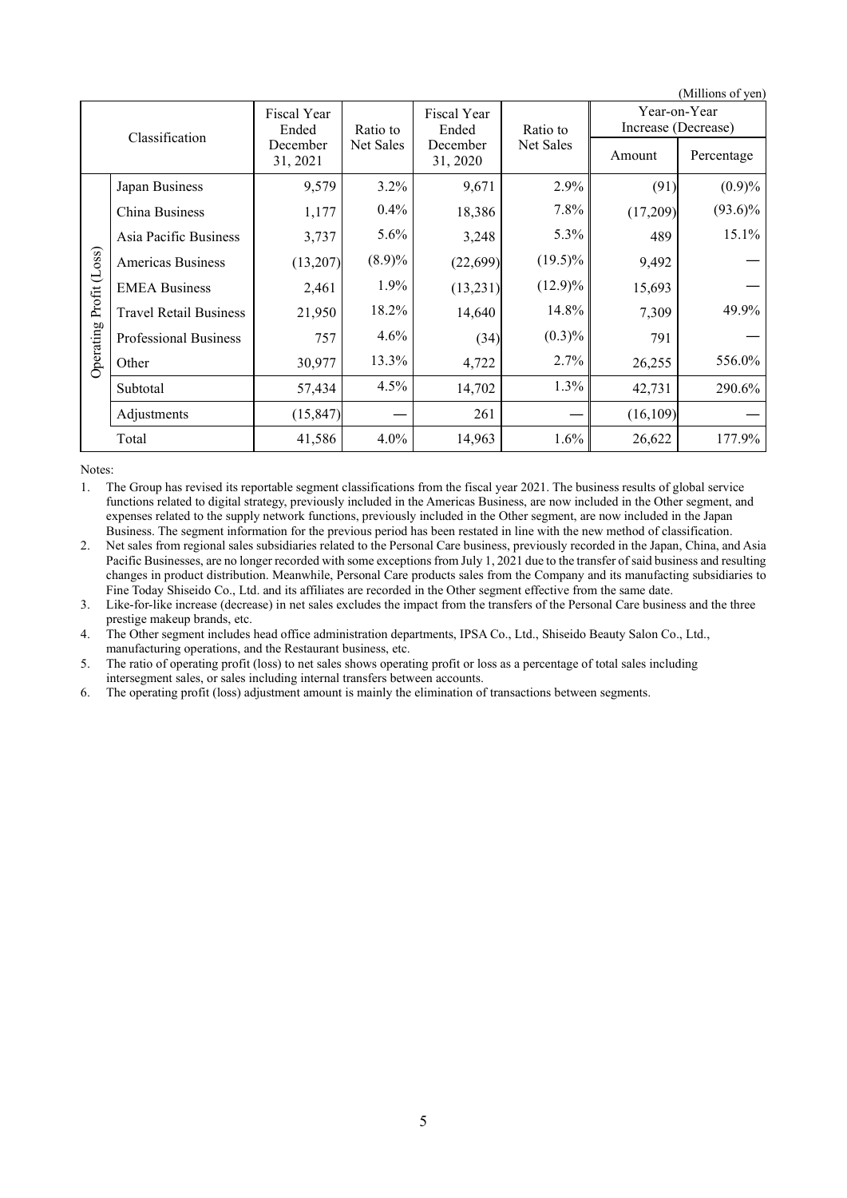(Millions of yen)

| Classification | | Fiscal Year Ended December 31, 2021 | Ratio to Net Sales | Fiscal Year Ended December 31, 2020 | Ratio to Net Sales | Year-on-Year Increase (Decrease) | |
|---|---|---|---|---|---|---|---|
| | | | | | | Amount | Percentage |
| Operating Profit (Loss) | Japan Business | 9,579 | 3.2% | 9,671 | 2.9% | (91) | (0.9)% |
| | China Business | 1,177 | 0.4% | 18,386 | 7.8% | (17,209) | (93.6)% |
| | Asia Pacific Business | 3,737 | 5.6% | 3,248 | 5.3% | 489 | 15.1% |
| | Americas Business | (13,207) | (8.9)% | (22,699) | (19.5)% | 9,492 | — |
| | EMEA Business | 2,461 | 1.9% | (13,231) | (12.9)% | 15,693 | — |
| | Travel Retail Business | 21,950 | 18.2% | 14,640 | 14.8% | 7,309 | 49.9% |
| | Professional Business | 757 | 4.6% | (34) | (0.3)% | 791 | — |
| | Other | 30,977 | 13.3% | 4,722 | 2.7% | 26,255 | 556.0% |
| | Subtotal | 57,434 | 4.5% | 14,702 | 1.3% | 42,731 | 290.6% |
| | Adjustments | (15,847) | — | 261 | — | (16,109) | — |
| | Total | 41,586 | 4.0% | 14,963 | 1.6% | 26,622 | 177.9% |

Notes:

1. The Group has revised its reportable segment classifications from the fiscal year 2021. The business results of global service functions related to digital strategy, previously included in the Americas Business, are now included in the Other segment, and expenses related to the supply network functions, previously included in the Other segment, are now included in the Japan Business. The segment information for the previous period has been restated in line with the new method of classification.
2. Net sales from regional sales subsidiaries related to the Personal Care business, previously recorded in the Japan, China, and Asia Pacific Businesses, are no longer recorded with some exceptions from July 1, 2021 due to the transfer of said business and resulting changes in product distribution. Meanwhile, Personal Care products sales from the Company and its manufacting subsidiaries to Fine Today Shiseido Co., Ltd. and its affiliates are recorded in the Other segment effective from the same date.
3. Like-for-like increase (decrease) in net sales excludes the impact from the transfers of the Personal Care business and the three prestige makeup brands, etc.
4. The Other segment includes head office administration departments, IPSA Co., Ltd., Shiseido Beauty Salon Co., Ltd., manufacturing operations, and the Restaurant business, etc.
5. The ratio of operating profit (loss) to net sales shows operating profit or loss as a percentage of total sales including intersegment sales, or sales including internal transfers between accounts.
6. The operating profit (loss) adjustment amount is mainly the elimination of transactions between segments.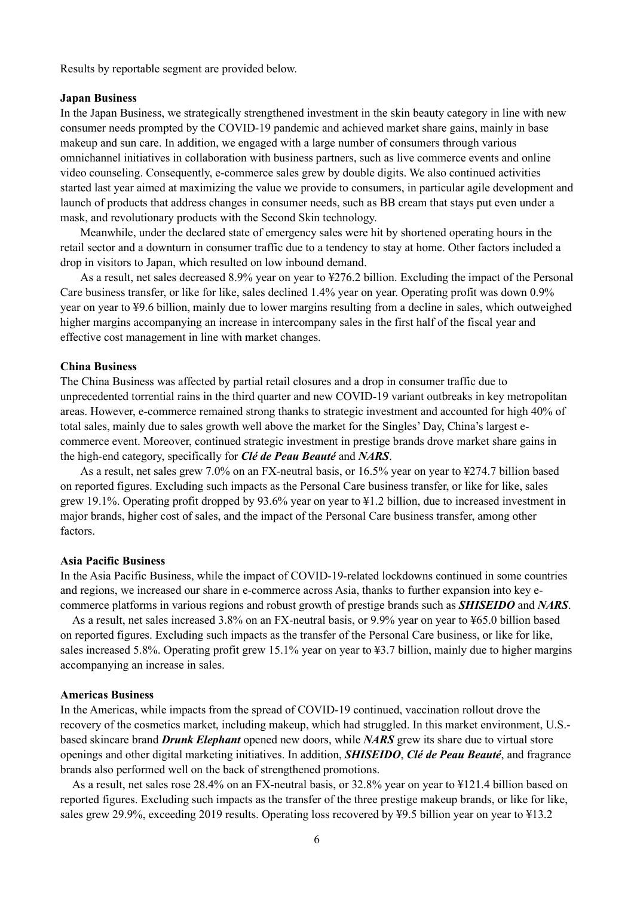Results by reportable segment are provided below.

**Japan Business**

In the Japan Business, we strategically strengthened investment in the skin beauty category in line with new consumer needs prompted by the COVID-19 pandemic and achieved market share gains, mainly in base makeup and sun care. In addition, we engaged with a large number of consumers through various omnichannel initiatives in collaboration with business partners, such as live commerce events and online video counseling. Consequently, e-commerce sales grew by double digits. We also continued activities started last year aimed at maximizing the value we provide to consumers, in particular agile development and launch of products that address changes in consumer needs, such as BB cream that stays put even under a mask, and revolutionary products with the Second Skin technology.

Meanwhile, under the declared state of emergency sales were hit by shortened operating hours in the retail sector and a downturn in consumer traffic due to a tendency to stay at home. Other factors included a drop in visitors to Japan, which resulted on low inbound demand.

As a result, net sales decreased 8.9% year on year to ¥276.2 billion. Excluding the impact of the Personal Care business transfer, or like for like, sales declined 1.4% year on year. Operating profit was down 0.9% year on year to ¥9.6 billion, mainly due to lower margins resulting from a decline in sales, which outweighed higher margins accompanying an increase in intercompany sales in the first half of the fiscal year and effective cost management in line with market changes.

**China Business**

The China Business was affected by partial retail closures and a drop in consumer traffic due to unprecedented torrential rains in the third quarter and new COVID-19 variant outbreaks in key metropolitan areas. However, e-commerce remained strong thanks to strategic investment and accounted for high 40% of total sales, mainly due to sales growth well above the market for the Singles' Day, China's largest e-commerce event. Moreover, continued strategic investment in prestige brands drove market share gains in the high-end category, specifically for ***Clé de Peau Beauté*** and ***NARS***.

As a result, net sales grew 7.0% on an FX-neutral basis, or 16.5% year on year to ¥274.7 billion based on reported figures. Excluding such impacts as the Personal Care business transfer, or like for like, sales grew 19.1%. Operating profit dropped by 93.6% year on year to ¥1.2 billion, due to increased investment in major brands, higher cost of sales, and the impact of the Personal Care business transfer, among other factors.

**Asia Pacific Business**

In the Asia Pacific Business, while the impact of COVID-19-related lockdowns continued in some countries and regions, we increased our share in e-commerce across Asia, thanks to further expansion into key e-commerce platforms in various regions and robust growth of prestige brands such as ***SHISEIDO*** and ***NARS***.

As a result, net sales increased 3.8% on an FX-neutral basis, or 9.9% year on year to ¥65.0 billion based on reported figures. Excluding such impacts as the transfer of the Personal Care business, or like for like, sales increased 5.8%. Operating profit grew 15.1% year on year to ¥3.7 billion, mainly due to higher margins accompanying an increase in sales.

**Americas Business**

In the Americas, while impacts from the spread of COVID-19 continued, vaccination rollout drove the recovery of the cosmetics market, including makeup, which had struggled. In this market environment, U.S.-based skincare brand ***Drunk Elephant*** opened new doors, while ***NARS*** grew its share due to virtual store openings and other digital marketing initiatives. In addition, ***SHISEIDO***, ***Clé de Peau Beauté***, and fragrance brands also performed well on the back of strengthened promotions.

As a result, net sales rose 28.4% on an FX-neutral basis, or 32.8% year on year to ¥121.4 billion based on reported figures. Excluding such impacts as the transfer of the three prestige makeup brands, or like for like, sales grew 29.9%, exceeding 2019 results. Operating loss recovered by ¥9.5 billion year on year to ¥13.2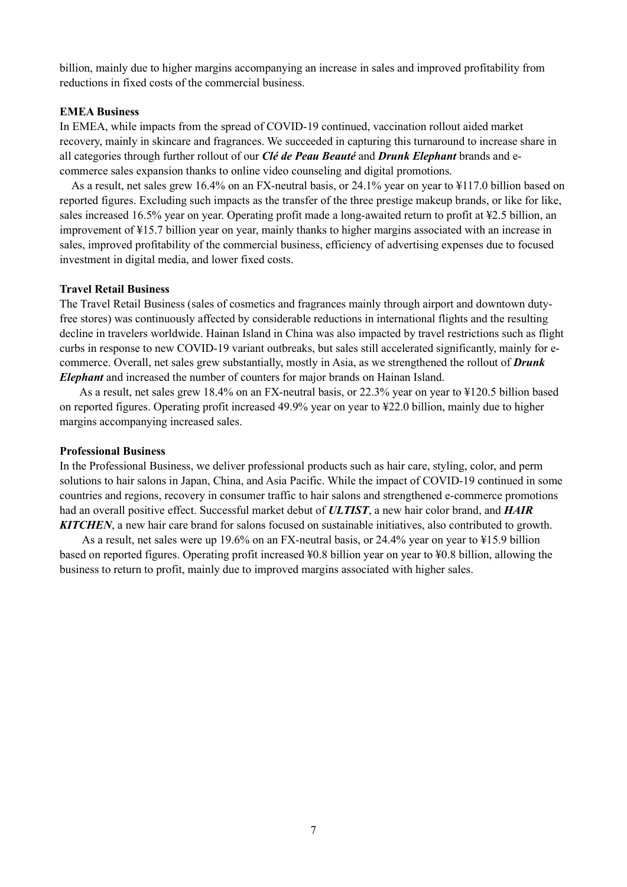billion, mainly due to higher margins accompanying an increase in sales and improved profitability from reductions in fixed costs of the commercial business.

**EMEA Business**

In EMEA, while impacts from the spread of COVID-19 continued, vaccination rollout aided market recovery, mainly in skincare and fragrances. We succeeded in capturing this turnaround to increase share in all categories through further rollout of our ***Clé de Peau Beauté*** and ***Drunk Elephant*** brands and e-commerce sales expansion thanks to online video counseling and digital promotions.

As a result, net sales grew 16.4% on an FX-neutral basis, or 24.1% year on year to ¥117.0 billion based on reported figures. Excluding such impacts as the transfer of the three prestige makeup brands, or like for like, sales increased 16.5% year on year. Operating profit made a long-awaited return to profit at ¥2.5 billion, an improvement of ¥15.7 billion year on year, mainly thanks to higher margins associated with an increase in sales, improved profitability of the commercial business, efficiency of advertising expenses due to focused investment in digital media, and lower fixed costs.

**Travel Retail Business**

The Travel Retail Business (sales of cosmetics and fragrances mainly through airport and downtown duty-free stores) was continuously affected by considerable reductions in international flights and the resulting decline in travelers worldwide. Hainan Island in China was also impacted by travel restrictions such as flight curbs in response to new COVID-19 variant outbreaks, but sales still accelerated significantly, mainly for e-commerce. Overall, net sales grew substantially, mostly in Asia, as we strengthened the rollout of ***Drunk Elephant*** and increased the number of counters for major brands on Hainan Island.

As a result, net sales grew 18.4% on an FX-neutral basis, or 22.3% year on year to ¥120.5 billion based on reported figures. Operating profit increased 49.9% year on year to ¥22.0 billion, mainly due to higher margins accompanying increased sales.

**Professional Business**

In the Professional Business, we deliver professional products such as hair care, styling, color, and perm solutions to hair salons in Japan, China, and Asia Pacific. While the impact of COVID-19 continued in some countries and regions, recovery in consumer traffic to hair salons and strengthened e-commerce promotions had an overall positive effect. Successful market debut of ***ULTIST***, a new hair color brand, and ***HAIR KITCHEN***, a new hair care brand for salons focused on sustainable initiatives, also contributed to growth.

As a result, net sales were up 19.6% on an FX-neutral basis, or 24.4% year on year to ¥15.9 billion based on reported figures. Operating profit increased ¥0.8 billion year on year to ¥0.8 billion, allowing the business to return to profit, mainly due to improved margins associated with higher sales.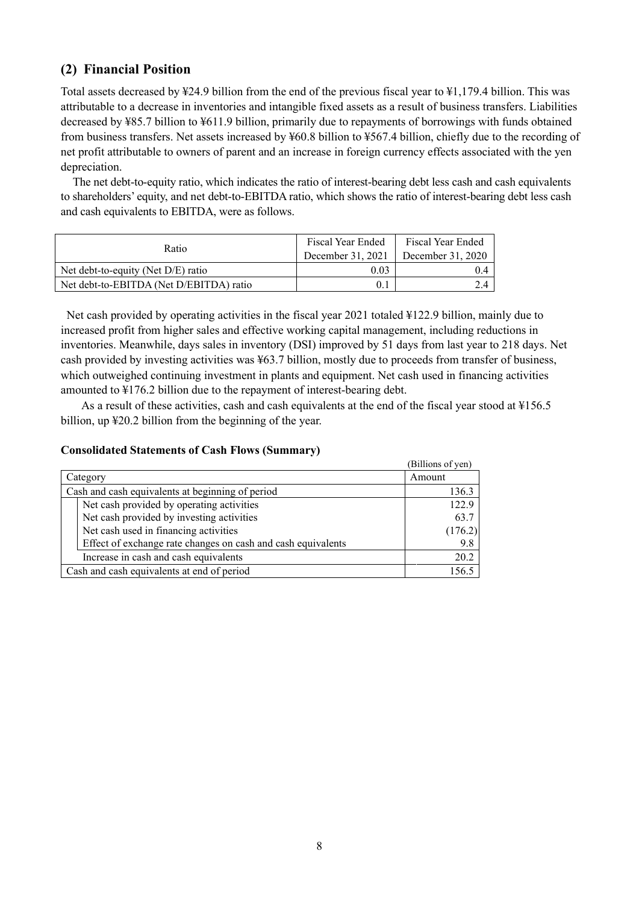## (2) Financial Position

Total assets decreased by ¥24.9 billion from the end of the previous fiscal year to ¥1,179.4 billion. This was attributable to a decrease in inventories and intangible fixed assets as a result of business transfers. Liabilities decreased by ¥85.7 billion to ¥611.9 billion, primarily due to repayments of borrowings with funds obtained from business transfers. Net assets increased by ¥60.8 billion to ¥567.4 billion, chiefly due to the recording of net profit attributable to owners of parent and an increase in foreign currency effects associated with the yen depreciation.

The net debt-to-equity ratio, which indicates the ratio of interest-bearing debt less cash and cash equivalents to shareholders' equity, and net debt-to-EBITDA ratio, which shows the ratio of interest-bearing debt less cash and cash equivalents to EBITDA, were as follows.

| Ratio | Fiscal Year Ended December 31, 2021 | Fiscal Year Ended December 31, 2020 |
|---|---|---|
| Net debt-to-equity (Net D/E) ratio | 0.03 | 0.4 |
| Net debt-to-EBITDA (Net D/EBITDA) ratio | 0.1 | 2.4 |

Net cash provided by operating activities in the fiscal year 2021 totaled ¥122.9 billion, mainly due to increased profit from higher sales and effective working capital management, including reductions in inventories. Meanwhile, days sales in inventory (DSI) improved by 51 days from last year to 218 days. Net cash provided by investing activities was ¥63.7 billion, mostly due to proceeds from transfer of business, which outweighed continuing investment in plants and equipment. Net cash used in financing activities amounted to ¥176.2 billion due to the repayment of interest-bearing debt.

As a result of these activities, cash and cash equivalents at the end of the fiscal year stood at ¥156.5 billion, up ¥20.2 billion from the beginning of the year.

**Consolidated Statements of Cash Flows (Summary)**

(Billions of yen)

| Category | Amount |
|---|---|
| Cash and cash equivalents at beginning of period | 136.3 |
| Net cash provided by operating activities | 122.9 |
| Net cash provided by investing activities | 63.7 |
| Net cash used in financing activities | (176.2) |
| Effect of exchange rate changes on cash and cash equivalents | 9.8 |
| Increase in cash and cash equivalents | 20.2 |
| Cash and cash equivalents at end of period | 156.5 |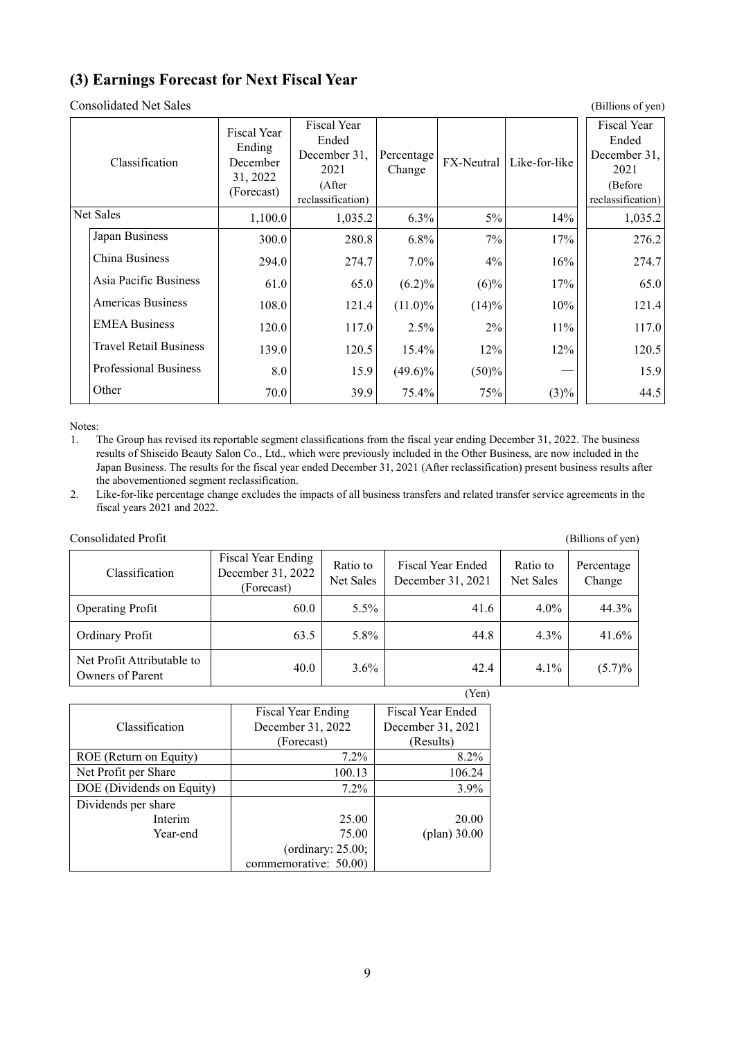## (3) Earnings Forecast for Next Fiscal Year

Consolidated Net Sales (Billions of yen)

| Classification | Fiscal Year Ending December 31, 2022 (Forecast) | Fiscal Year Ended December 31, 2021 (After reclassification) | Percentage Change | FX-Neutral | Like-for-like | Fiscal Year Ended December 31, 2021 (Before reclassification) |
|---|---|---|---|---|---|---|
| Net Sales | 1,100.0 | 1,035.2 | 6.3% | 5% | 14% | 1,035.2 |
| Japan Business | 300.0 | 280.8 | 6.8% | 7% | 17% | 276.2 |
| China Business | 294.0 | 274.7 | 7.0% | 4% | 16% | 274.7 |
| Asia Pacific Business | 61.0 | 65.0 | (6.2)% | (6)% | 17% | 65.0 |
| Americas Business | 108.0 | 121.4 | (11.0)% | (14)% | 10% | 121.4 |
| EMEA Business | 120.0 | 117.0 | 2.5% | 2% | 11% | 117.0 |
| Travel Retail Business | 139.0 | 120.5 | 15.4% | 12% | 12% | 120.5 |
| Professional Business | 8.0 | 15.9 | (49.6)% | (50)% | — | 15.9 |
| Other | 70.0 | 39.9 | 75.4% | 75% | (3)% | 44.5 |

Notes:

1. The Group has revised its reportable segment classifications from the fiscal year ending December 31, 2022. The business results of Shiseido Beauty Salon Co., Ltd., which were previously included in the Other Business, are now included in the Japan Business. The results for the fiscal year ended December 31, 2021 (After reclassification) present business results after the abovementioned segment reclassification.
2. Like-for-like percentage change excludes the impacts of all business transfers and related transfer service agreements in the fiscal years 2021 and 2022.

Consolidated Profit (Billions of yen)

| Classification | Fiscal Year Ending December 31, 2022 (Forecast) | Ratio to Net Sales | Fiscal Year Ended December 31, 2021 | Ratio to Net Sales | Percentage Change |
|---|---|---|---|---|---|
| Operating Profit | 60.0 | 5.5% | 41.6 | 4.0% | 44.3% |
| Ordinary Profit | 63.5 | 5.8% | 44.8 | 4.3% | 41.6% |
| Net Profit Attributable to Owners of Parent | 40.0 | 3.6% | 42.4 | 4.1% | (5.7)% |

(Yen)

| Classification | Fiscal Year Ending December 31, 2022 (Forecast) | Fiscal Year Ended December 31, 2021 (Results) |
|---|---|---|
| ROE (Return on Equity) | 7.2% | 8.2% |
| Net Profit per Share | 100.13 | 106.24 |
| DOE (Dividends on Equity) | 7.2% | 3.9% |
| Dividends per share | | |
| Interim | 25.00 | 20.00 |
| Year-end | 75.00 (ordinary: 25.00; commemorative: 50.00) | (plan) 30.00 |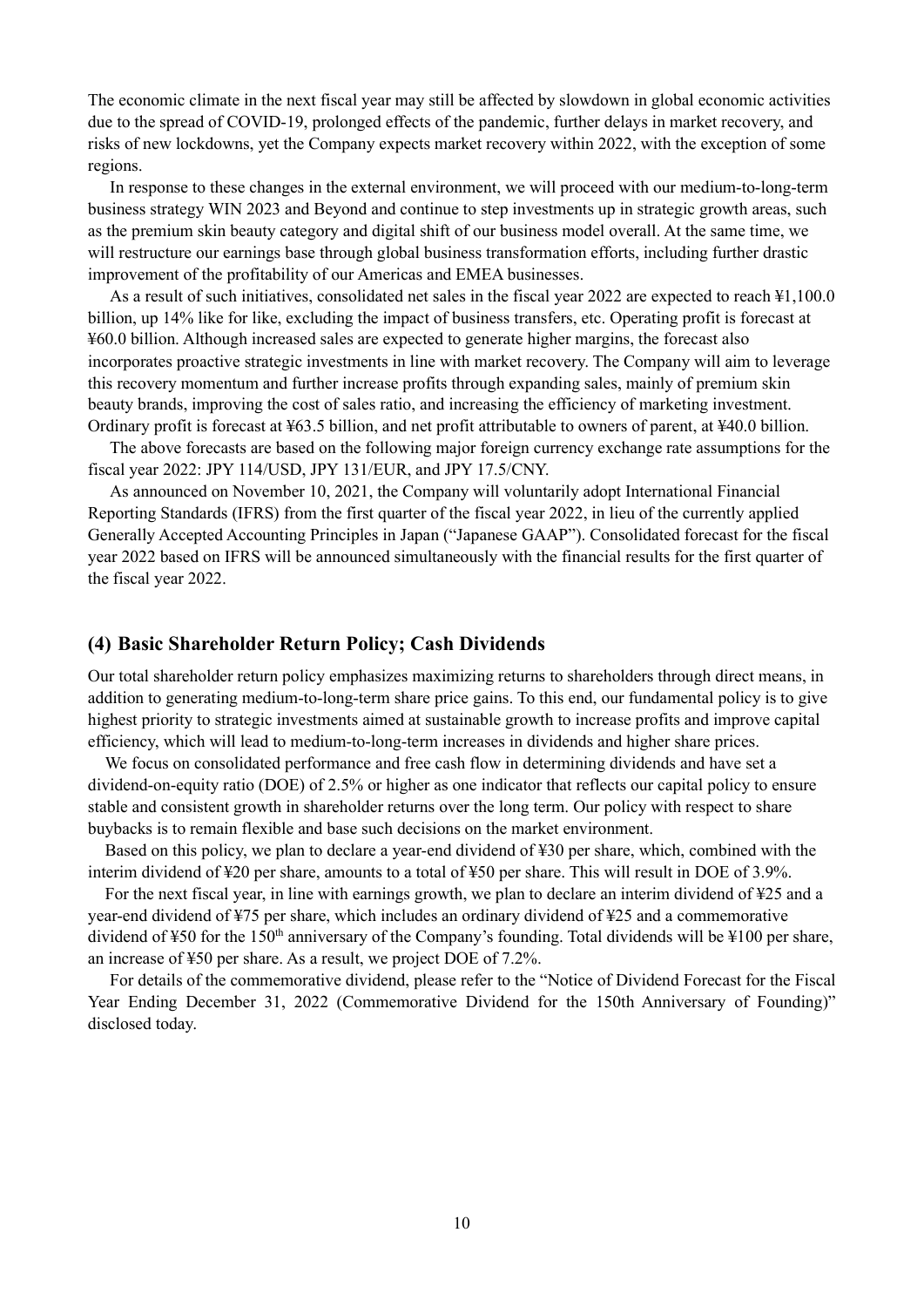The economic climate in the next fiscal year may still be affected by slowdown in global economic activities due to the spread of COVID-19, prolonged effects of the pandemic, further delays in market recovery, and risks of new lockdowns, yet the Company expects market recovery within 2022, with the exception of some regions.

In response to these changes in the external environment, we will proceed with our medium-to-long-term business strategy WIN 2023 and Beyond and continue to step investments up in strategic growth areas, such as the premium skin beauty category and digital shift of our business model overall. At the same time, we will restructure our earnings base through global business transformation efforts, including further drastic improvement of the profitability of our Americas and EMEA businesses.

As a result of such initiatives, consolidated net sales in the fiscal year 2022 are expected to reach ¥1,100.0 billion, up 14% like for like, excluding the impact of business transfers, etc. Operating profit is forecast at ¥60.0 billion. Although increased sales are expected to generate higher margins, the forecast also incorporates proactive strategic investments in line with market recovery. The Company will aim to leverage this recovery momentum and further increase profits through expanding sales, mainly of premium skin beauty brands, improving the cost of sales ratio, and increasing the efficiency of marketing investment. Ordinary profit is forecast at ¥63.5 billion, and net profit attributable to owners of parent, at ¥40.0 billion.

The above forecasts are based on the following major foreign currency exchange rate assumptions for the fiscal year 2022: JPY 114/USD, JPY 131/EUR, and JPY 17.5/CNY.

As announced on November 10, 2021, the Company will voluntarily adopt International Financial Reporting Standards (IFRS) from the first quarter of the fiscal year 2022, in lieu of the currently applied Generally Accepted Accounting Principles in Japan ("Japanese GAAP"). Consolidated forecast for the fiscal year 2022 based on IFRS will be announced simultaneously with the financial results for the first quarter of the fiscal year 2022.

## (4) Basic Shareholder Return Policy; Cash Dividends

Our total shareholder return policy emphasizes maximizing returns to shareholders through direct means, in addition to generating medium-to-long-term share price gains. To this end, our fundamental policy is to give highest priority to strategic investments aimed at sustainable growth to increase profits and improve capital efficiency, which will lead to medium-to-long-term increases in dividends and higher share prices.

We focus on consolidated performance and free cash flow in determining dividends and have set a dividend-on-equity ratio (DOE) of 2.5% or higher as one indicator that reflects our capital policy to ensure stable and consistent growth in shareholder returns over the long term. Our policy with respect to share buybacks is to remain flexible and base such decisions on the market environment.

Based on this policy, we plan to declare a year-end dividend of ¥30 per share, which, combined with the interim dividend of ¥20 per share, amounts to a total of ¥50 per share. This will result in DOE of 3.9%.

For the next fiscal year, in line with earnings growth, we plan to declare an interim dividend of ¥25 and a year-end dividend of ¥75 per share, which includes an ordinary dividend of ¥25 and a commemorative dividend of ¥50 for the 150th anniversary of the Company's founding. Total dividends will be ¥100 per share, an increase of ¥50 per share. As a result, we project DOE of 7.2%.

For details of the commemorative dividend, please refer to the "Notice of Dividend Forecast for the Fiscal Year Ending December 31, 2022 (Commemorative Dividend for the 150th Anniversary of Founding)" disclosed today.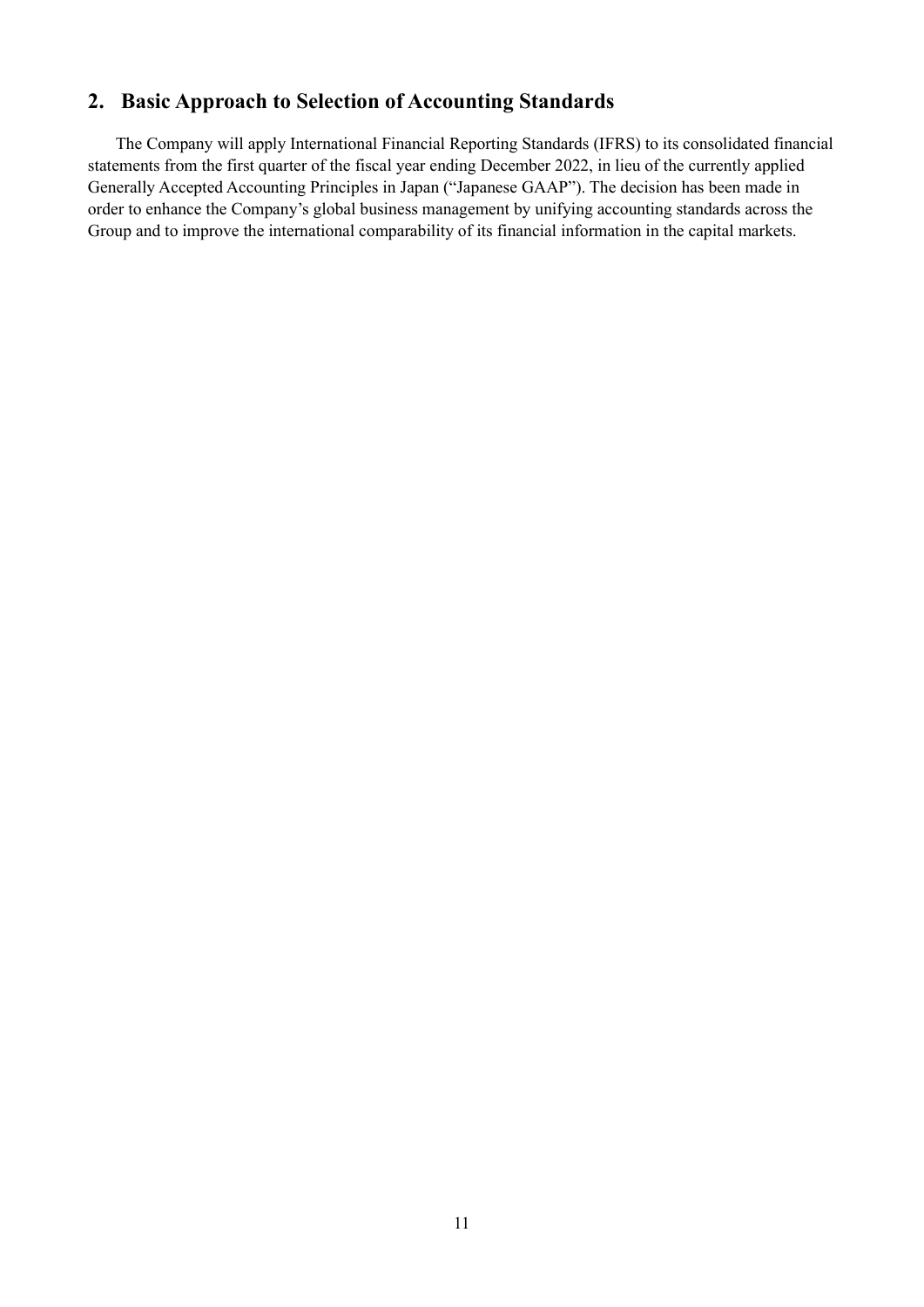## 2. Basic Approach to Selection of Accounting Standards

The Company will apply International Financial Reporting Standards (IFRS) to its consolidated financial statements from the first quarter of the fiscal year ending December 2022, in lieu of the currently applied Generally Accepted Accounting Principles in Japan ("Japanese GAAP"). The decision has been made in order to enhance the Company's global business management by unifying accounting standards across the Group and to improve the international comparability of its financial information in the capital markets.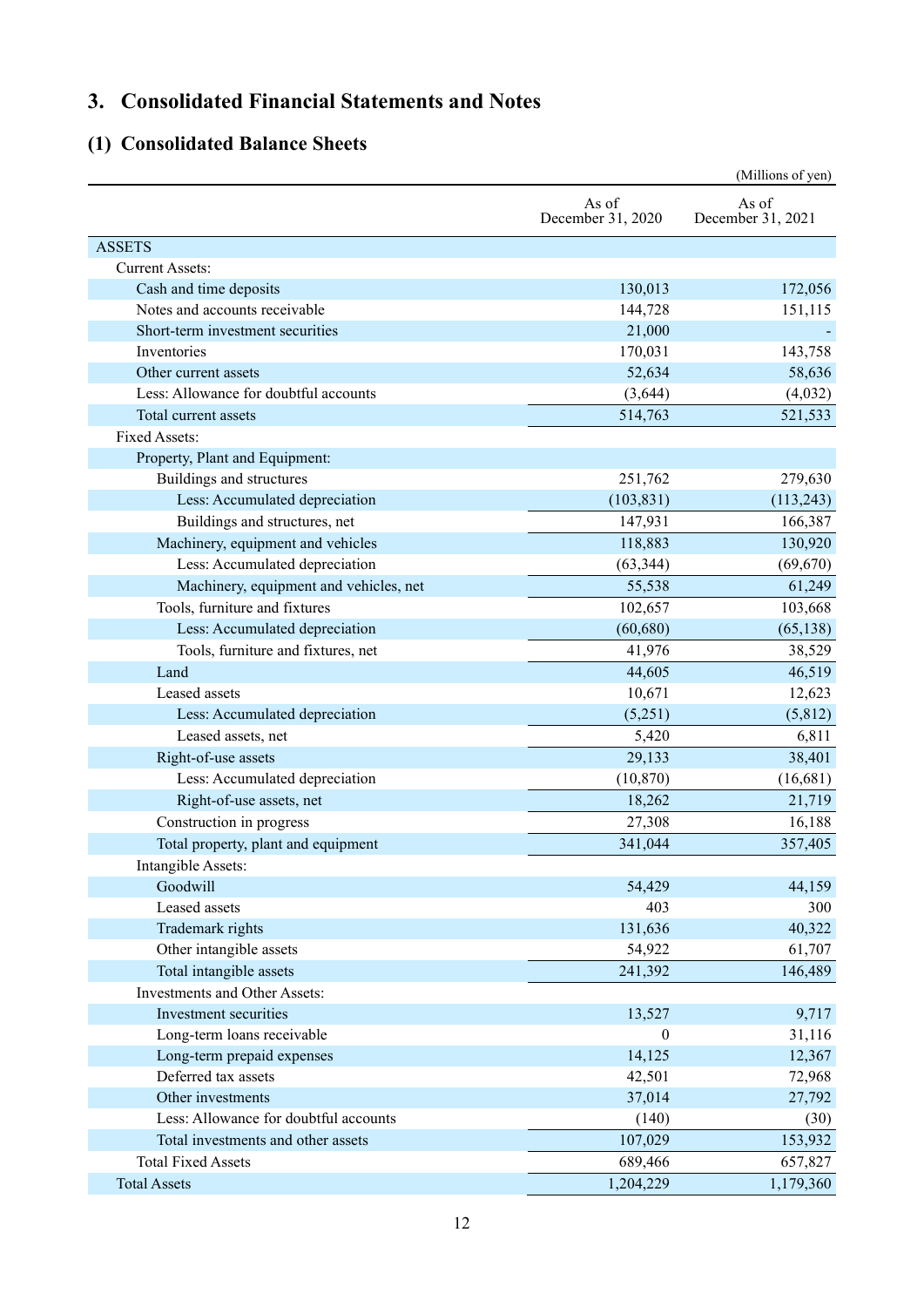## 3. Consolidated Financial Statements and Notes

### (1) Consolidated Balance Sheets

(Millions of yen)

| | As of December 31, 2020 | As of December 31, 2021 |
|---|---|---|
| ASSETS | | |
| Current Assets: | | |
| Cash and time deposits | 130,013 | 172,056 |
| Notes and accounts receivable | 144,728 | 151,115 |
| Short-term investment securities | 21,000 | - |
| Inventories | 170,031 | 143,758 |
| Other current assets | 52,634 | 58,636 |
| Less: Allowance for doubtful accounts | (3,644) | (4,032) |
| Total current assets | 514,763 | 521,533 |
| Fixed Assets: | | |
| Property, Plant and Equipment: | | |
| Buildings and structures | 251,762 | 279,630 |
| Less: Accumulated depreciation | (103,831) | (113,243) |
| Buildings and structures, net | 147,931 | 166,387 |
| Machinery, equipment and vehicles | 118,883 | 130,920 |
| Less: Accumulated depreciation | (63,344) | (69,670) |
| Machinery, equipment and vehicles, net | 55,538 | 61,249 |
| Tools, furniture and fixtures | 102,657 | 103,668 |
| Less: Accumulated depreciation | (60,680) | (65,138) |
| Tools, furniture and fixtures, net | 41,976 | 38,529 |
| Land | 44,605 | 46,519 |
| Leased assets | 10,671 | 12,623 |
| Less: Accumulated depreciation | (5,251) | (5,812) |
| Leased assets, net | 5,420 | 6,811 |
| Right-of-use assets | 29,133 | 38,401 |
| Less: Accumulated depreciation | (10,870) | (16,681) |
| Right-of-use assets, net | 18,262 | 21,719 |
| Construction in progress | 27,308 | 16,188 |
| Total property, plant and equipment | 341,044 | 357,405 |
| Intangible Assets: | | |
| Goodwill | 54,429 | 44,159 |
| Leased assets | 403 | 300 |
| Trademark rights | 131,636 | 40,322 |
| Other intangible assets | 54,922 | 61,707 |
| Total intangible assets | 241,392 | 146,489 |
| Investments and Other Assets: | | |
| Investment securities | 13,527 | 9,717 |
| Long-term loans receivable | 0 | 31,116 |
| Long-term prepaid expenses | 14,125 | 12,367 |
| Deferred tax assets | 42,501 | 72,968 |
| Other investments | 37,014 | 27,792 |
| Less: Allowance for doubtful accounts | (140) | (30) |
| Total investments and other assets | 107,029 | 153,932 |
| Total Fixed Assets | 689,466 | 657,827 |
| Total Assets | 1,204,229 | 1,179,360 |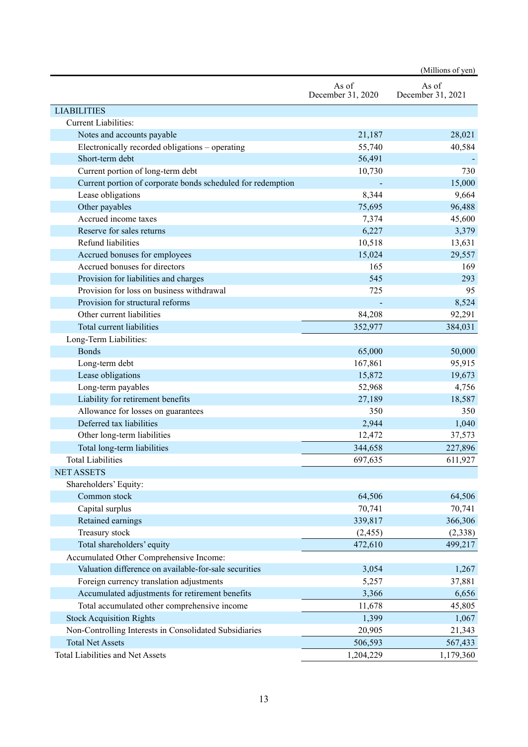(Millions of yen)

| | As of December 31, 2020 | As of December 31, 2021 |
|---|---|---|
| LIABILITIES | | |
| Current Liabilities: | | |
| Notes and accounts payable | 21,187 | 28,021 |
| Electronically recorded obligations – operating | 55,740 | 40,584 |
| Short-term debt | 56,491 | - |
| Current portion of long-term debt | 10,730 | 730 |
| Current portion of corporate bonds scheduled for redemption | - | 15,000 |
| Lease obligations | 8,344 | 9,664 |
| Other payables | 75,695 | 96,488 |
| Accrued income taxes | 7,374 | 45,600 |
| Reserve for sales returns | 6,227 | 3,379 |
| Refund liabilities | 10,518 | 13,631 |
| Accrued bonuses for employees | 15,024 | 29,557 |
| Accrued bonuses for directors | 165 | 169 |
| Provision for liabilities and charges | 545 | 293 |
| Provision for loss on business withdrawal | 725 | 95 |
| Provision for structural reforms | - | 8,524 |
| Other current liabilities | 84,208 | 92,291 |
| Total current liabilities | 352,977 | 384,031 |
| Long-Term Liabilities: | | |
| Bonds | 65,000 | 50,000 |
| Long-term debt | 167,861 | 95,915 |
| Lease obligations | 15,872 | 19,673 |
| Long-term payables | 52,968 | 4,756 |
| Liability for retirement benefits | 27,189 | 18,587 |
| Allowance for losses on guarantees | 350 | 350 |
| Deferred tax liabilities | 2,944 | 1,040 |
| Other long-term liabilities | 12,472 | 37,573 |
| Total long-term liabilities | 344,658 | 227,896 |
| Total Liabilities | 697,635 | 611,927 |
| NET ASSETS | | |
| Shareholders' Equity: | | |
| Common stock | 64,506 | 64,506 |
| Capital surplus | 70,741 | 70,741 |
| Retained earnings | 339,817 | 366,306 |
| Treasury stock | (2,455) | (2,338) |
| Total shareholders' equity | 472,610 | 499,217 |
| Accumulated Other Comprehensive Income: | | |
| Valuation difference on available-for-sale securities | 3,054 | 1,267 |
| Foreign currency translation adjustments | 5,257 | 37,881 |
| Accumulated adjustments for retirement benefits | 3,366 | 6,656 |
| Total accumulated other comprehensive income | 11,678 | 45,805 |
| Stock Acquisition Rights | 1,399 | 1,067 |
| Non-Controlling Interests in Consolidated Subsidiaries | 20,905 | 21,343 |
| Total Net Assets | 506,593 | 567,433 |
| Total Liabilities and Net Assets | 1,204,229 | 1,179,360 |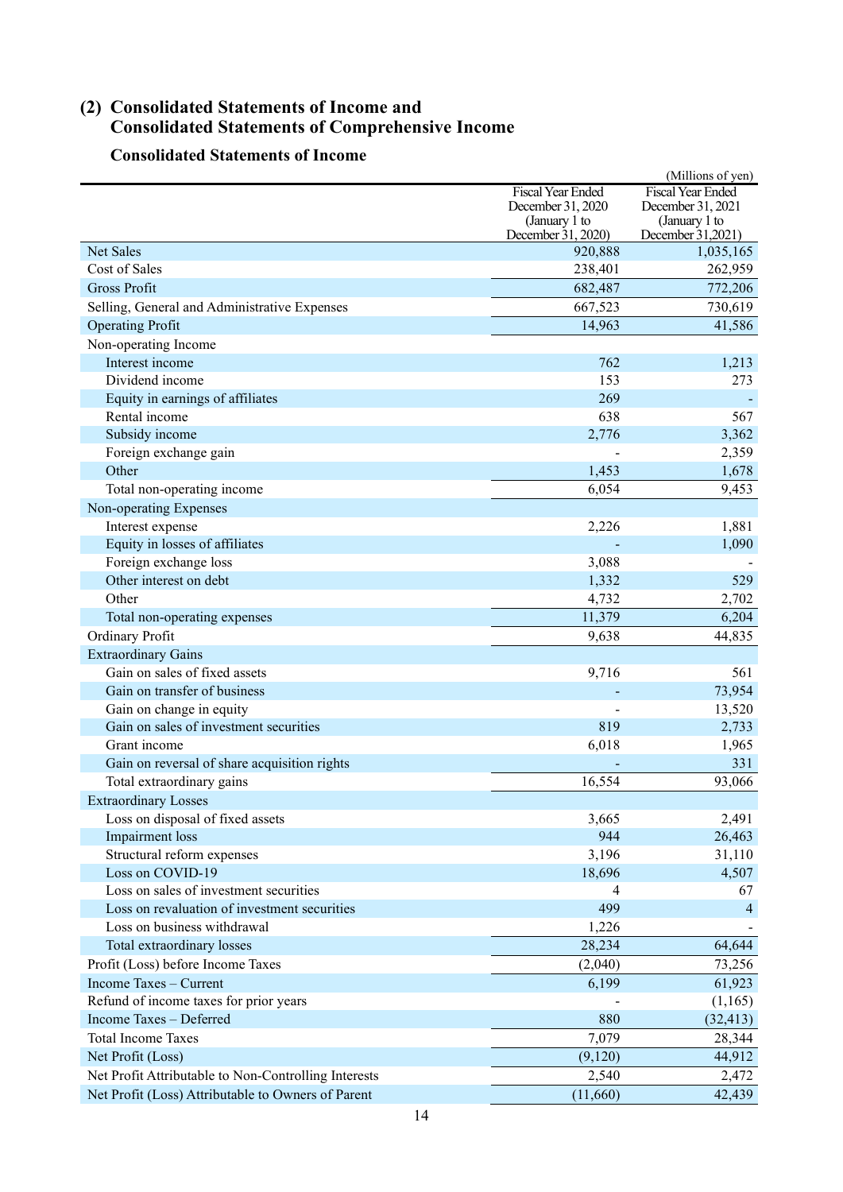## (2) Consolidated Statements of Income and Consolidated Statements of Comprehensive Income

### Consolidated Statements of Income

(Millions of yen)

| | Fiscal Year Ended December 31, 2020 (January 1 to December 31, 2020) | Fiscal Year Ended December 31, 2021 (January 1 to December 31,2021) |
|---|---|---|
| Net Sales | 920,888 | 1,035,165 |
| Cost of Sales | 238,401 | 262,959 |
| Gross Profit | 682,487 | 772,206 |
| Selling, General and Administrative Expenses | 667,523 | 730,619 |
| Operating Profit | 14,963 | 41,586 |
| Non-operating Income | | |
| Interest income | 762 | 1,213 |
| Dividend income | 153 | 273 |
| Equity in earnings of affiliates | 269 | - |
| Rental income | 638 | 567 |
| Subsidy income | 2,776 | 3,362 |
| Foreign exchange gain | - | 2,359 |
| Other | 1,453 | 1,678 |
| Total non-operating income | 6,054 | 9,453 |
| Non-operating Expenses | | |
| Interest expense | 2,226 | 1,881 |
| Equity in losses of affiliates | - | 1,090 |
| Foreign exchange loss | 3,088 | - |
| Other interest on debt | 1,332 | 529 |
| Other | 4,732 | 2,702 |
| Total non-operating expenses | 11,379 | 6,204 |
| Ordinary Profit | 9,638 | 44,835 |
| Extraordinary Gains | | |
| Gain on sales of fixed assets | 9,716 | 561 |
| Gain on transfer of business | - | 73,954 |
| Gain on change in equity | - | 13,520 |
| Gain on sales of investment securities | 819 | 2,733 |
| Grant income | 6,018 | 1,965 |
| Gain on reversal of share acquisition rights | - | 331 |
| Total extraordinary gains | 16,554 | 93,066 |
| Extraordinary Losses | | |
| Loss on disposal of fixed assets | 3,665 | 2,491 |
| Impairment loss | 944 | 26,463 |
| Structural reform expenses | 3,196 | 31,110 |
| Loss on COVID-19 | 18,696 | 4,507 |
| Loss on sales of investment securities | 4 | 67 |
| Loss on revaluation of investment securities | 499 | 4 |
| Loss on business withdrawal | 1,226 | - |
| Total extraordinary losses | 28,234 | 64,644 |
| Profit (Loss) before Income Taxes | (2,040) | 73,256 |
| Income Taxes – Current | 6,199 | 61,923 |
| Refund of income taxes for prior years | - | (1,165) |
| Income Taxes – Deferred | 880 | (32,413) |
| Total Income Taxes | 7,079 | 28,344 |
| Net Profit (Loss) | (9,120) | 44,912 |
| Net Profit Attributable to Non-Controlling Interests | 2,540 | 2,472 |
| Net Profit (Loss) Attributable to Owners of Parent | (11,660) | 42,439 |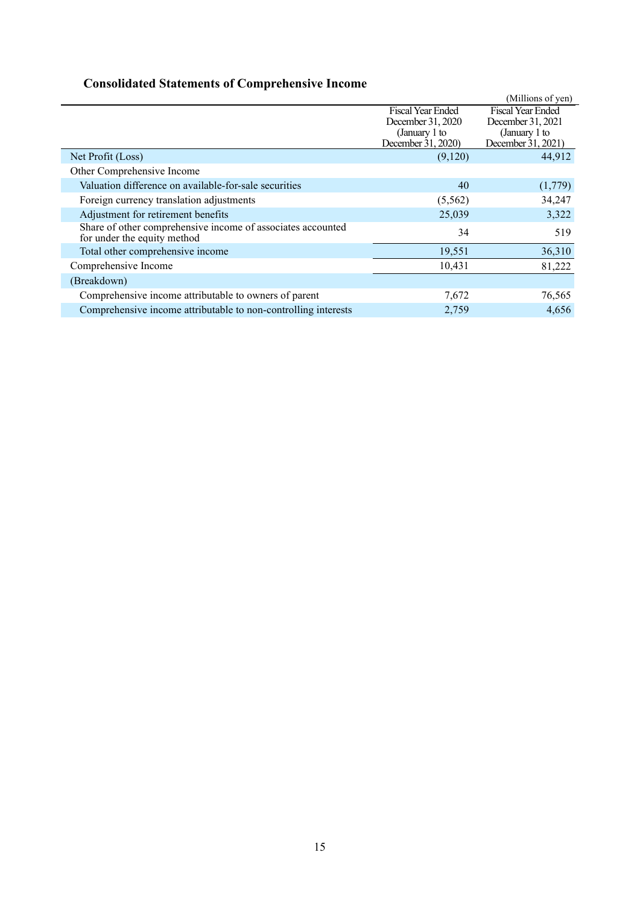## Consolidated Statements of Comprehensive Income

(Millions of yen)

| | Fiscal Year Ended December 31, 2020 (January 1 to December 31, 2020) | Fiscal Year Ended December 31, 2021 (January 1 to December 31, 2021) |
|---|---|---|
| Net Profit (Loss) | (9,120) | 44,912 |
| Other Comprehensive Income | | |
| Valuation difference on available-for-sale securities | 40 | (1,779) |
| Foreign currency translation adjustments | (5,562) | 34,247 |
| Adjustment for retirement benefits | 25,039 | 3,322 |
| Share of other comprehensive income of associates accounted for under the equity method | 34 | 519 |
| Total other comprehensive income | 19,551 | 36,310 |
| Comprehensive Income | 10,431 | 81,222 |
| (Breakdown) | | |
| Comprehensive income attributable to owners of parent | 7,672 | 76,565 |
| Comprehensive income attributable to non-controlling interests | 2,759 | 4,656 |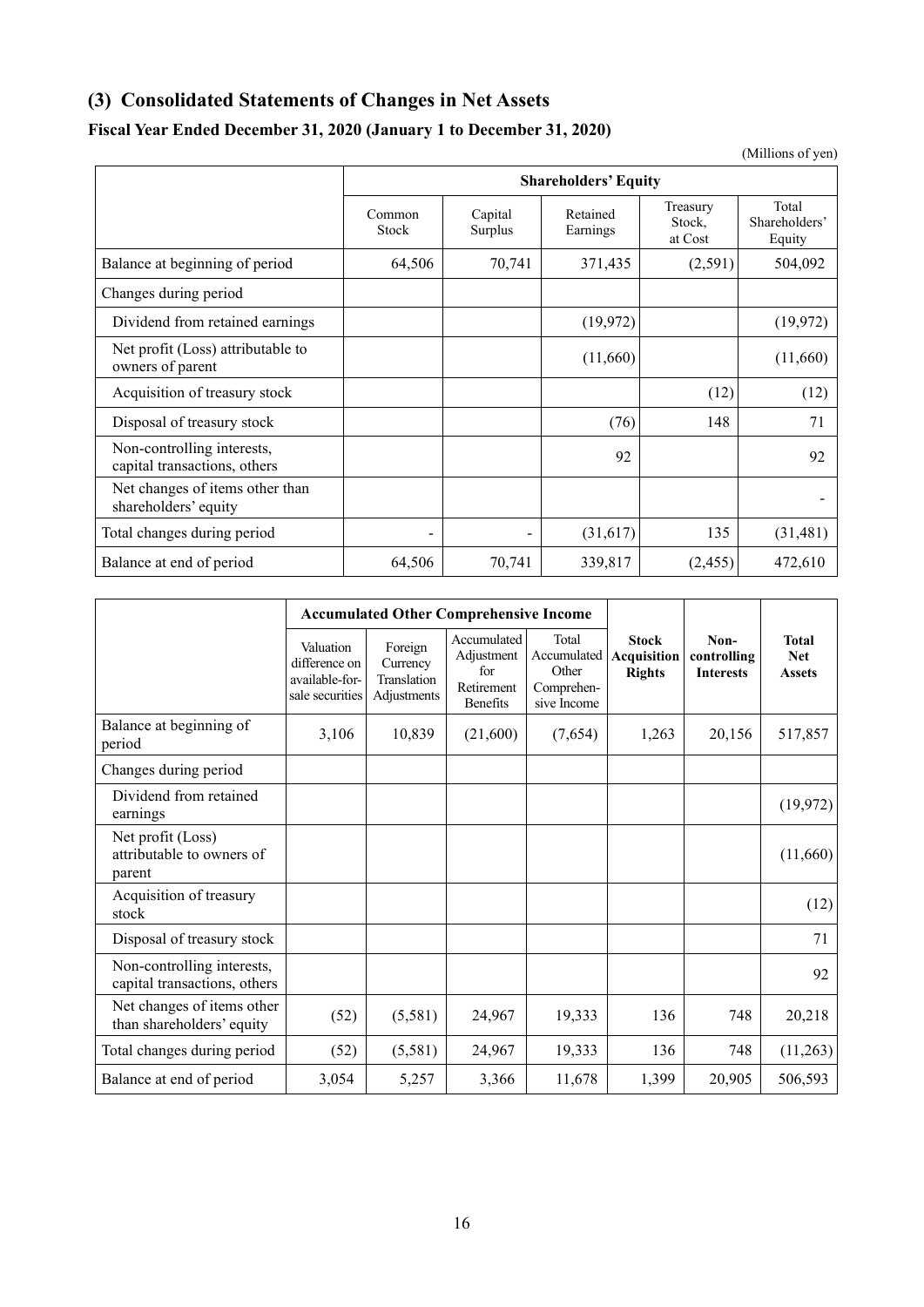## (3) Consolidated Statements of Changes in Net Assets

### Fiscal Year Ended December 31, 2020 (January 1 to December 31, 2020)

(Millions of yen)

| | Shareholders' Equity | | | | |
|---|---|---|---|---|---|
| | Common Stock | Capital Surplus | Retained Earnings | Treasury Stock, at Cost | Total Shareholders' Equity |
| Balance at beginning of period | 64,506 | 70,741 | 371,435 | (2,591) | 504,092 |
| Changes during period | | | | | |
| Dividend from retained earnings | | | (19,972) | | (19,972) |
| Net profit (Loss) attributable to owners of parent | | | (11,660) | | (11,660) |
| Acquisition of treasury stock | | | | (12) | (12) |
| Disposal of treasury stock | | | (76) | 148 | 71 |
| Non-controlling interests, capital transactions, others | | | 92 | | 92 |
| Net changes of items other than shareholders' equity | | | | | - |
| Total changes during period | - | - | (31,617) | 135 | (31,481) |
| Balance at end of period | 64,506 | 70,741 | 339,817 | (2,455) | 472,610 |

| | Accumulated Other Comprehensive Income | | | | Stock Acquisition Rights | Non-controlling Interests | Total Net Assets |
|---|---|---|---|---|---|---|---|
| | Valuation difference on available-for-sale securities | Foreign Currency Translation Adjustments | Accumulated Adjustment for Retirement Benefits | Total Accumulated Other Comprehensive Income | | | |
| Balance at beginning of period | 3,106 | 10,839 | (21,600) | (7,654) | 1,263 | 20,156 | 517,857 |
| Changes during period | | | | | | | |
| Dividend from retained earnings | | | | | | | (19,972) |
| Net profit (Loss) attributable to owners of parent | | | | | | | (11,660) |
| Acquisition of treasury stock | | | | | | | (12) |
| Disposal of treasury stock | | | | | | | 71 |
| Non-controlling interests, capital transactions, others | | | | | | | 92 |
| Net changes of items other than shareholders' equity | (52) | (5,581) | 24,967 | 19,333 | 136 | 748 | 20,218 |
| Total changes during period | (52) | (5,581) | 24,967 | 19,333 | 136 | 748 | (11,263) |
| Balance at end of period | 3,054 | 5,257 | 3,366 | 11,678 | 1,399 | 20,905 | 506,593 |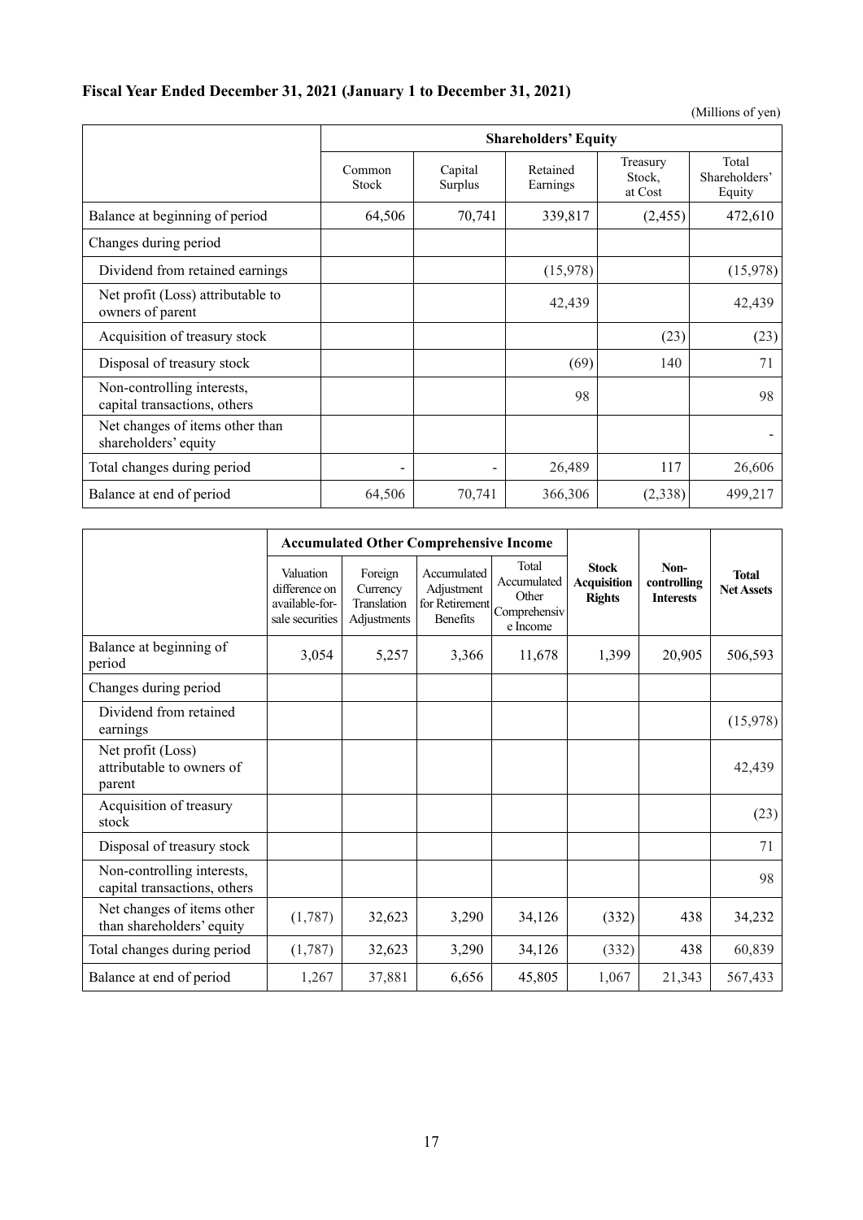## Fiscal Year Ended December 31, 2021 (January 1 to December 31, 2021)

(Millions of yen)

| | Shareholders' Equity | | | | |
|---|---|---|---|---|---|
| | Common Stock | Capital Surplus | Retained Earnings | Treasury Stock, at Cost | Total Shareholders' Equity |
| Balance at beginning of period | 64,506 | 70,741 | 339,817 | (2,455) | 472,610 |
| Changes during period | | | | | |
| Dividend from retained earnings | | | (15,978) | | (15,978) |
| Net profit (Loss) attributable to owners of parent | | | 42,439 | | 42,439 |
| Acquisition of treasury stock | | | | (23) | (23) |
| Disposal of treasury stock | | | (69) | 140 | 71 |
| Non-controlling interests, capital transactions, others | | | 98 | | 98 |
| Net changes of items other than shareholders' equity | | | | | - |
| Total changes during period | - | - | 26,489 | 117 | 26,606 |
| Balance at end of period | 64,506 | 70,741 | 366,306 | (2,338) | 499,217 |

| | Accumulated Other Comprehensive Income | | | | | | |
|---|---|---|---|---|---|---|---|
| | Valuation difference on available-for-sale securities | Foreign Currency Translation Adjustments | Accumulated Adjustment for Retirement Benefits | Total Accumulated Other Comprehensive Income | **Stock Acquisition Rights** | **Non-controlling Interests** | **Total Net Assets** |
| Balance at beginning of period | 3,054 | 5,257 | 3,366 | 11,678 | 1,399 | 20,905 | 506,593 |
| Changes during period | | | | | | | |
| Dividend from retained earnings | | | | | | | (15,978) |
| Net profit (Loss) attributable to owners of parent | | | | | | | 42,439 |
| Acquisition of treasury stock | | | | | | | (23) |
| Disposal of treasury stock | | | | | | | 71 |
| Non-controlling interests, capital transactions, others | | | | | | | 98 |
| Net changes of items other than shareholders' equity | (1,787) | 32,623 | 3,290 | 34,126 | (332) | 438 | 34,232 |
| Total changes during period | (1,787) | 32,623 | 3,290 | 34,126 | (332) | 438 | 60,839 |
| Balance at end of period | 1,267 | 37,881 | 6,656 | 45,805 | 1,067 | 21,343 | 567,433 |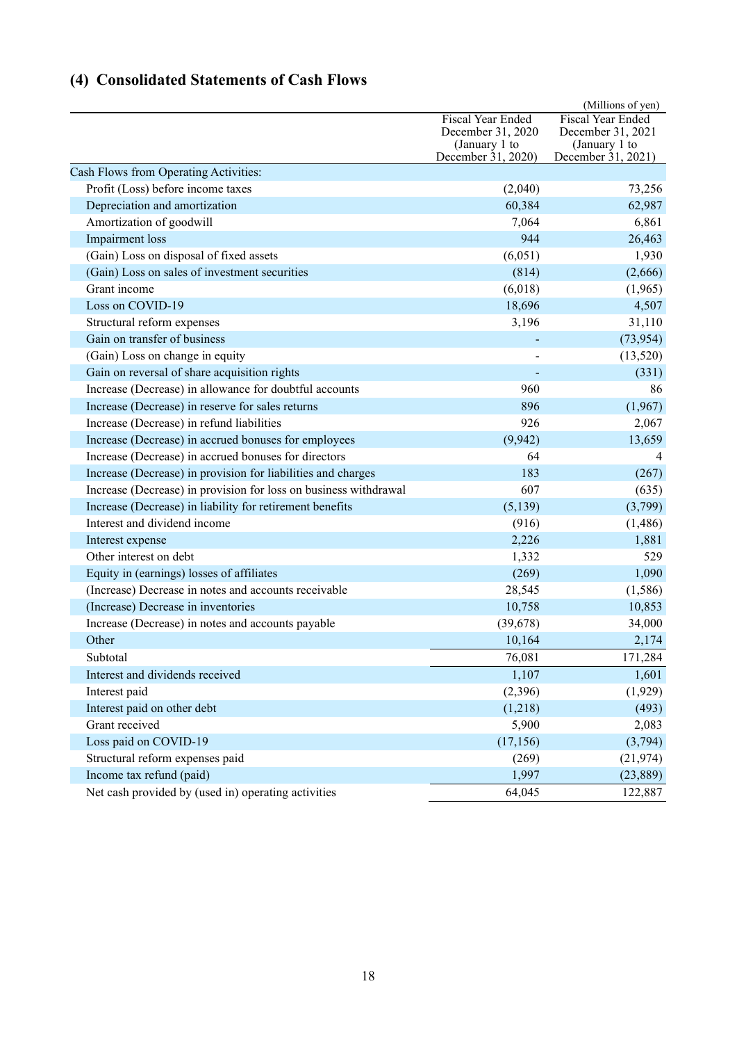## (4) Consolidated Statements of Cash Flows

(Millions of yen)

| | Fiscal Year Ended December 31, 2020 (January 1 to December 31, 2020) | Fiscal Year Ended December 31, 2021 (January 1 to December 31, 2021) |
|---|---|---|
| Cash Flows from Operating Activities: | | |
| Profit (Loss) before income taxes | (2,040) | 73,256 |
| Depreciation and amortization | 60,384 | 62,987 |
| Amortization of goodwill | 7,064 | 6,861 |
| Impairment loss | 944 | 26,463 |
| (Gain) Loss on disposal of fixed assets | (6,051) | 1,930 |
| (Gain) Loss on sales of investment securities | (814) | (2,666) |
| Grant income | (6,018) | (1,965) |
| Loss on COVID-19 | 18,696 | 4,507 |
| Structural reform expenses | 3,196 | 31,110 |
| Gain on transfer of business | - | (73,954) |
| (Gain) Loss on change in equity | - | (13,520) |
| Gain on reversal of share acquisition rights | - | (331) |
| Increase (Decrease) in allowance for doubtful accounts | 960 | 86 |
| Increase (Decrease) in reserve for sales returns | 896 | (1,967) |
| Increase (Decrease) in refund liabilities | 926 | 2,067 |
| Increase (Decrease) in accrued bonuses for employees | (9,942) | 13,659 |
| Increase (Decrease) in accrued bonuses for directors | 64 | 4 |
| Increase (Decrease) in provision for liabilities and charges | 183 | (267) |
| Increase (Decrease) in provision for loss on business withdrawal | 607 | (635) |
| Increase (Decrease) in liability for retirement benefits | (5,139) | (3,799) |
| Interest and dividend income | (916) | (1,486) |
| Interest expense | 2,226 | 1,881 |
| Other interest on debt | 1,332 | 529 |
| Equity in (earnings) losses of affiliates | (269) | 1,090 |
| (Increase) Decrease in notes and accounts receivable | 28,545 | (1,586) |
| (Increase) Decrease in inventories | 10,758 | 10,853 |
| Increase (Decrease) in notes and accounts payable | (39,678) | 34,000 |
| Other | 10,164 | 2,174 |
| Subtotal | 76,081 | 171,284 |
| Interest and dividends received | 1,107 | 1,601 |
| Interest paid | (2,396) | (1,929) |
| Interest paid on other debt | (1,218) | (493) |
| Grant received | 5,900 | 2,083 |
| Loss paid on COVID-19 | (17,156) | (3,794) |
| Structural reform expenses paid | (269) | (21,974) |
| Income tax refund (paid) | 1,997 | (23,889) |
| Net cash provided by (used in) operating activities | 64,045 | 122,887 |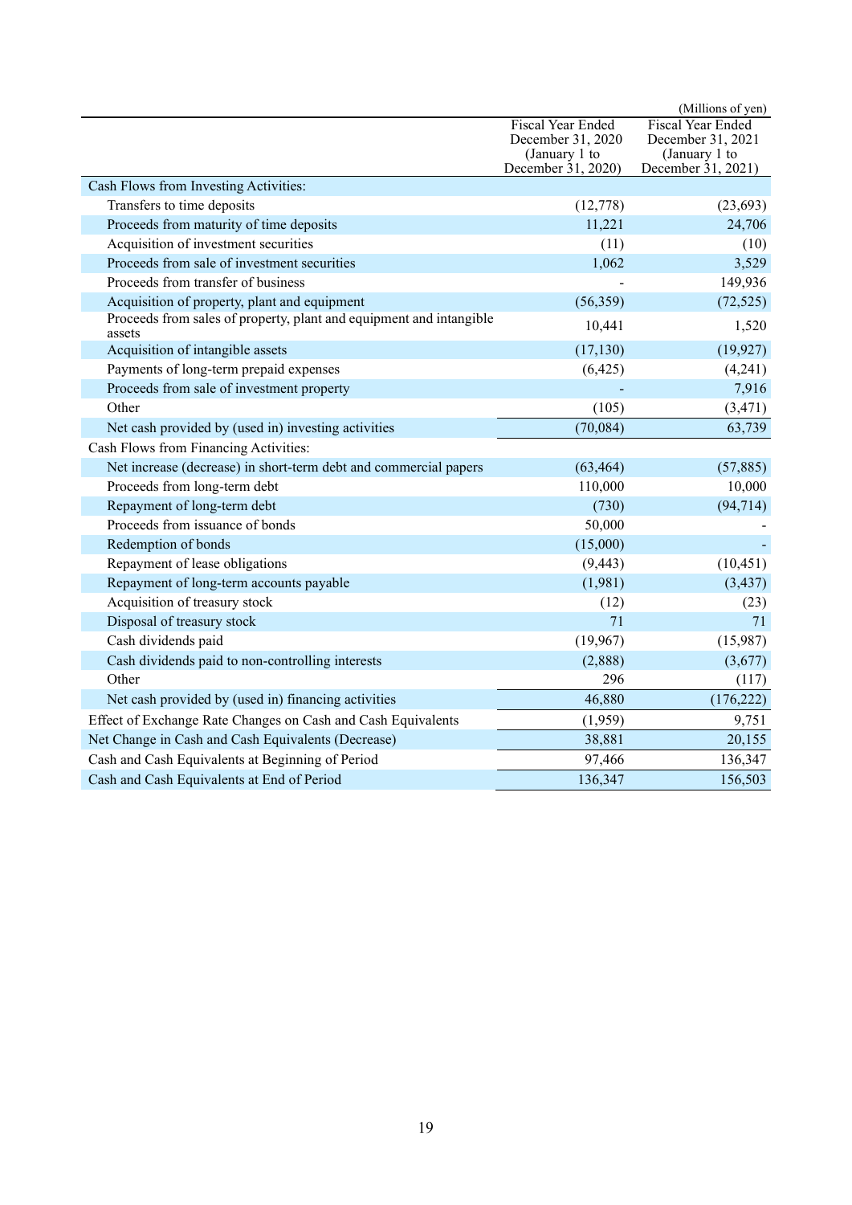(Millions of yen)

| | Fiscal Year Ended December 31, 2020 (January 1 to December 31, 2020) | Fiscal Year Ended December 31, 2021 (January 1 to December 31, 2021) |
|---|---|---|
| Cash Flows from Investing Activities: | | |
| Transfers to time deposits | (12,778) | (23,693) |
| Proceeds from maturity of time deposits | 11,221 | 24,706 |
| Acquisition of investment securities | (11) | (10) |
| Proceeds from sale of investment securities | 1,062 | 3,529 |
| Proceeds from transfer of business | - | 149,936 |
| Acquisition of property, plant and equipment | (56,359) | (72,525) |
| Proceeds from sales of property, plant and equipment and intangible assets | 10,441 | 1,520 |
| Acquisition of intangible assets | (17,130) | (19,927) |
| Payments of long-term prepaid expenses | (6,425) | (4,241) |
| Proceeds from sale of investment property | - | 7,916 |
| Other | (105) | (3,471) |
| Net cash provided by (used in) investing activities | (70,084) | 63,739 |
| Cash Flows from Financing Activities: | | |
| Net increase (decrease) in short-term debt and commercial papers | (63,464) | (57,885) |
| Proceeds from long-term debt | 110,000 | 10,000 |
| Repayment of long-term debt | (730) | (94,714) |
| Proceeds from issuance of bonds | 50,000 | - |
| Redemption of bonds | (15,000) | - |
| Repayment of lease obligations | (9,443) | (10,451) |
| Repayment of long-term accounts payable | (1,981) | (3,437) |
| Acquisition of treasury stock | (12) | (23) |
| Disposal of treasury stock | 71 | 71 |
| Cash dividends paid | (19,967) | (15,987) |
| Cash dividends paid to non-controlling interests | (2,888) | (3,677) |
| Other | 296 | (117) |
| Net cash provided by (used in) financing activities | 46,880 | (176,222) |
| Effect of Exchange Rate Changes on Cash and Cash Equivalents | (1,959) | 9,751 |
| Net Change in Cash and Cash Equivalents (Decrease) | 38,881 | 20,155 |
| Cash and Cash Equivalents at Beginning of Period | 97,466 | 136,347 |
| Cash and Cash Equivalents at End of Period | 136,347 | 156,503 |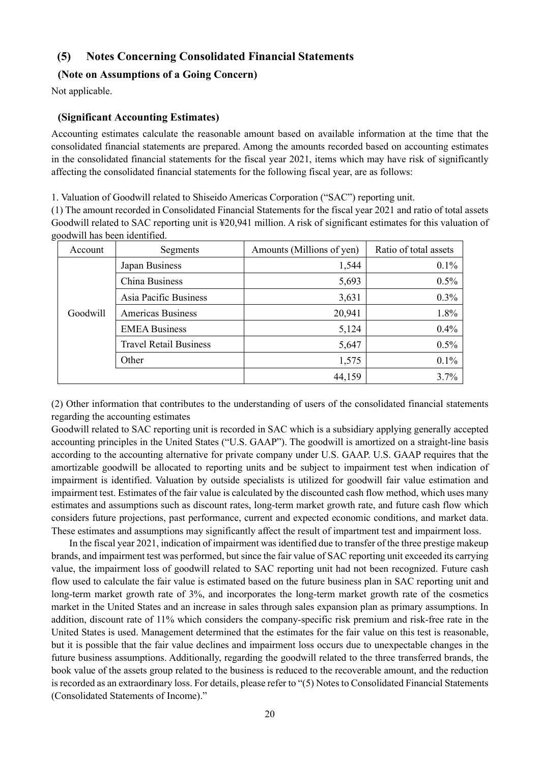## (5) Notes Concerning Consolidated Financial Statements

### (Note on Assumptions of a Going Concern)

Not applicable.

### (Significant Accounting Estimates)

Accounting estimates calculate the reasonable amount based on available information at the time that the consolidated financial statements are prepared. Among the amounts recorded based on accounting estimates in the consolidated financial statements for the fiscal year 2021, items which may have risk of significantly affecting the consolidated financial statements for the following fiscal year, are as follows:

1. Valuation of Goodwill related to Shiseido Americas Corporation ("SAC") reporting unit.

(1) The amount recorded in Consolidated Financial Statements for the fiscal year 2021 and ratio of total assets Goodwill related to SAC reporting unit is ¥20,941 million. A risk of significant estimates for this valuation of goodwill has been identified.

| Account | Segments | Amounts (Millions of yen) | Ratio of total assets |
|---|---|---|---|
| Goodwill | Japan Business | 1,544 | 0.1% |
| | China Business | 5,693 | 0.5% |
| | Asia Pacific Business | 3,631 | 0.3% |
| | Americas Business | 20,941 | 1.8% |
| | EMEA Business | 5,124 | 0.4% |
| | Travel Retail Business | 5,647 | 0.5% |
| | Other | 1,575 | 0.1% |
| | | 44,159 | 3.7% |

(2) Other information that contributes to the understanding of users of the consolidated financial statements regarding the accounting estimates

Goodwill related to SAC reporting unit is recorded in SAC which is a subsidiary applying generally accepted accounting principles in the United States ("U.S. GAAP"). The goodwill is amortized on a straight-line basis according to the accounting alternative for private company under U.S. GAAP. U.S. GAAP requires that the amortizable goodwill be allocated to reporting units and be subject to impairment test when indication of impairment is identified. Valuation by outside specialists is utilized for goodwill fair value estimation and impairment test. Estimates of the fair value is calculated by the discounted cash flow method, which uses many estimates and assumptions such as discount rates, long-term market growth rate, and future cash flow which considers future projections, past performance, current and expected economic conditions, and market data. These estimates and assumptions may significantly affect the result of impartment test and impairment loss.

In the fiscal year 2021, indication of impairment was identified due to transfer of the three prestige makeup brands, and impairment test was performed, but since the fair value of SAC reporting unit exceeded its carrying value, the impairment loss of goodwill related to SAC reporting unit had not been recognized. Future cash flow used to calculate the fair value is estimated based on the future business plan in SAC reporting unit and long-term market growth rate of 3%, and incorporates the long-term market growth rate of the cosmetics market in the United States and an increase in sales through sales expansion plan as primary assumptions. In addition, discount rate of 11% which considers the company-specific risk premium and risk-free rate in the United States is used. Management determined that the estimates for the fair value on this test is reasonable, but it is possible that the fair value declines and impairment loss occurs due to unexpectable changes in the future business assumptions. Additionally, regarding the goodwill related to the three transferred brands, the book value of the assets group related to the business is reduced to the recoverable amount, and the reduction is recorded as an extraordinary loss. For details, please refer to "(5) Notes to Consolidated Financial Statements (Consolidated Statements of Income)."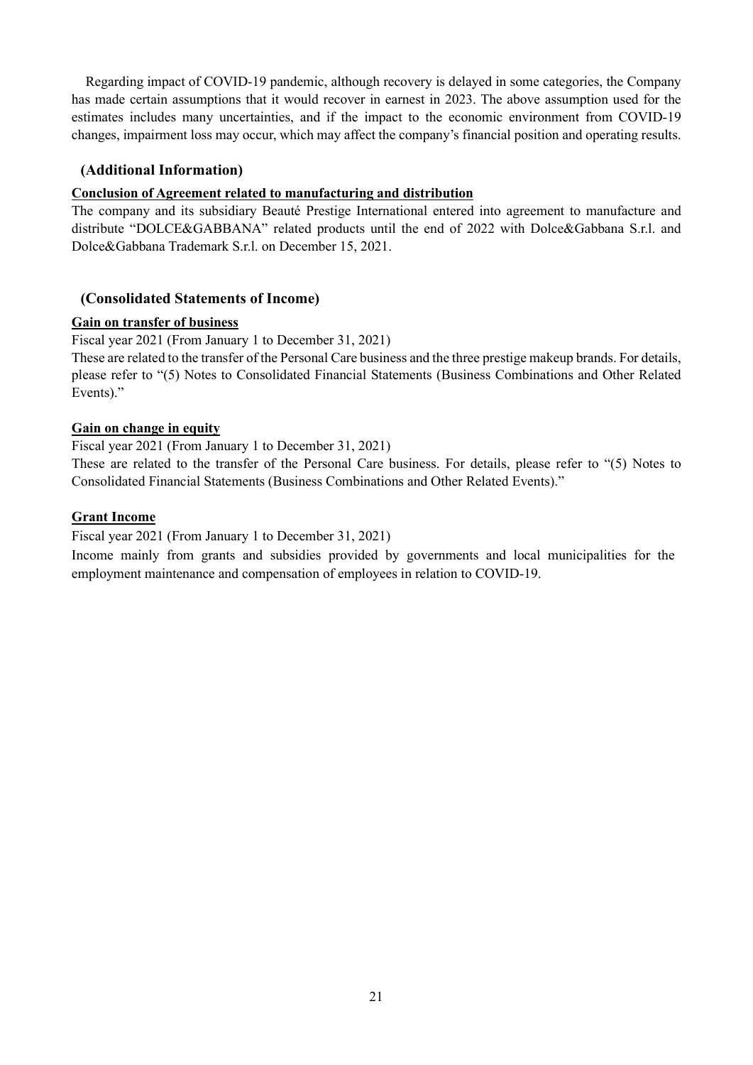Regarding impact of COVID-19 pandemic, although recovery is delayed in some categories, the Company has made certain assumptions that it would recover in earnest in 2023. The above assumption used for the estimates includes many uncertainties, and if the impact to the economic environment from COVID-19 changes, impairment loss may occur, which may affect the company's financial position and operating results.

## (Additional Information)

**Conclusion of Agreement related to manufacturing and distribution**

The company and its subsidiary Beauté Prestige International entered into agreement to manufacture and distribute "DOLCE&GABBANA" related products until the end of 2022 with Dolce&Gabbana S.r.l. and Dolce&Gabbana Trademark S.r.l. on December 15, 2021.

## (Consolidated Statements of Income)

**Gain on transfer of business**

Fiscal year 2021 (From January 1 to December 31, 2021)

These are related to the transfer of the Personal Care business and the three prestige makeup brands. For details, please refer to "(5) Notes to Consolidated Financial Statements (Business Combinations and Other Related Events)."

**Gain on change in equity**

Fiscal year 2021 (From January 1 to December 31, 2021)

These are related to the transfer of the Personal Care business. For details, please refer to "(5) Notes to Consolidated Financial Statements (Business Combinations and Other Related Events)."

**Grant Income**

Fiscal year 2021 (From January 1 to December 31, 2021)

Income mainly from grants and subsidies provided by governments and local municipalities for the employment maintenance and compensation of employees in relation to COVID-19.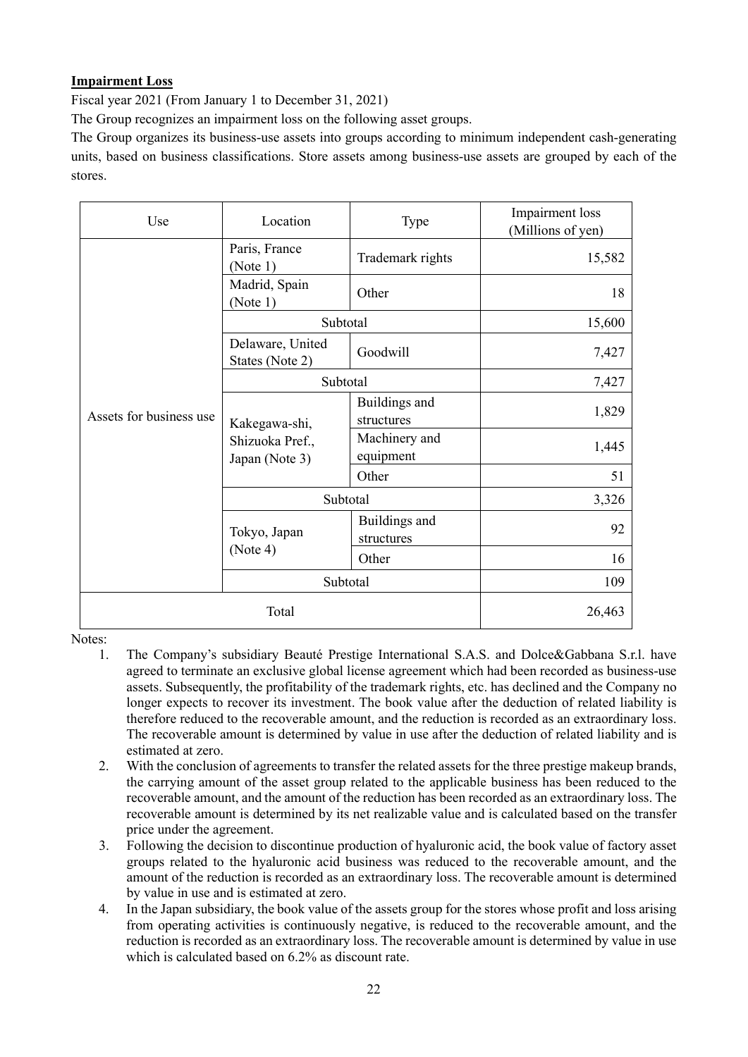**Impairment Loss**

Fiscal year 2021 (From January 1 to December 31, 2021)

The Group recognizes an impairment loss on the following asset groups.

The Group organizes its business-use assets into groups according to minimum independent cash-generating units, based on business classifications. Store assets among business-use assets are grouped by each of the stores.

| Use | Location | Type | Impairment loss (Millions of yen) |
|---|---|---|---|
| Assets for business use | Paris, France (Note 1) | Trademark rights | 15,582 |
| | Madrid, Spain (Note 1) | Other | 18 |
| | Subtotal | | 15,600 |
| | Delaware, United States (Note 2) | Goodwill | 7,427 |
| | Subtotal | | 7,427 |
| | Kakegawa-shi, Shizuoka Pref., Japan (Note 3) | Buildings and structures | 1,829 |
| | | Machinery and equipment | 1,445 |
| | | Other | 51 |
| | Subtotal | | 3,326 |
| | Tokyo, Japan (Note 4) | Buildings and structures | 92 |
| | | Other | 16 |
| | Subtotal | | 109 |
| Total | | | 26,463 |

Notes:

1. The Company's subsidiary Beauté Prestige International S.A.S. and Dolce&Gabbana S.r.l. have agreed to terminate an exclusive global license agreement which had been recorded as business-use assets. Subsequently, the profitability of the trademark rights, etc. has declined and the Company no longer expects to recover its investment. The book value after the deduction of related liability is therefore reduced to the recoverable amount, and the reduction is recorded as an extraordinary loss. The recoverable amount is determined by value in use after the deduction of related liability and is estimated at zero.
2. With the conclusion of agreements to transfer the related assets for the three prestige makeup brands, the carrying amount of the asset group related to the applicable business has been reduced to the recoverable amount, and the amount of the reduction has been recorded as an extraordinary loss. The recoverable amount is determined by its net realizable value and is calculated based on the transfer price under the agreement.
3. Following the decision to discontinue production of hyaluronic acid, the book value of factory asset groups related to the hyaluronic acid business was reduced to the recoverable amount, and the amount of the reduction is recorded as an extraordinary loss. The recoverable amount is determined by value in use and is estimated at zero.
4. In the Japan subsidiary, the book value of the assets group for the stores whose profit and loss arising from operating activities is continuously negative, is reduced to the recoverable amount, and the reduction is recorded as an extraordinary loss. The recoverable amount is determined by value in use which is calculated based on 6.2% as discount rate.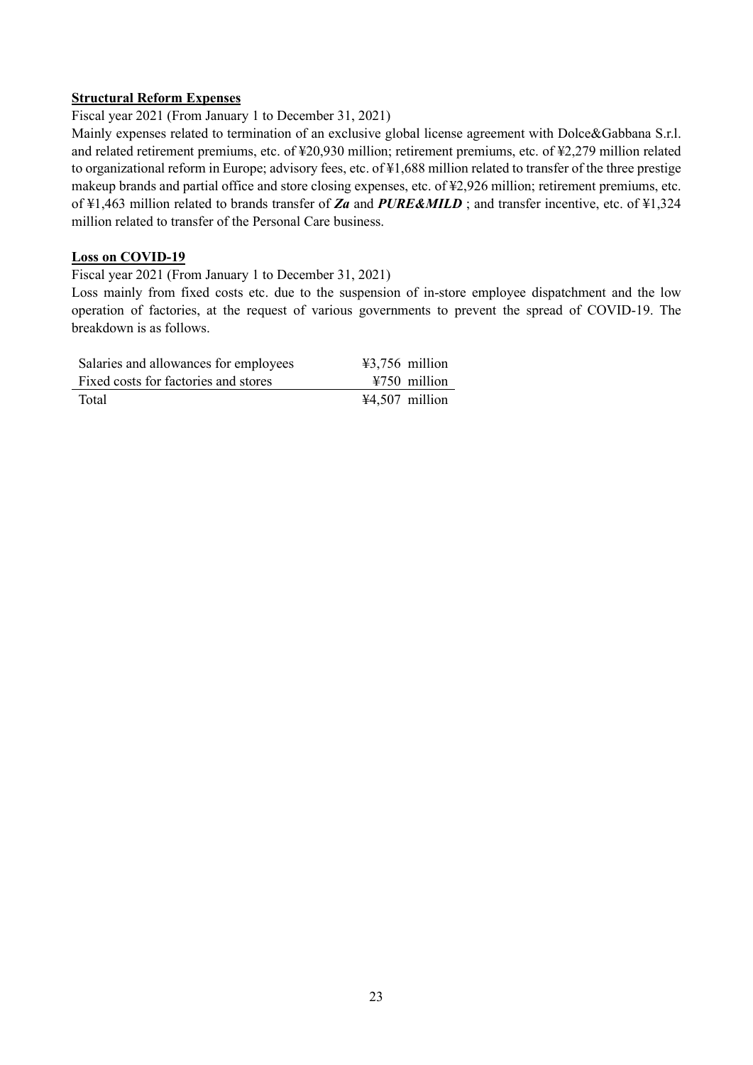**Structural Reform Expenses**

Fiscal year 2021 (From January 1 to December 31, 2021)

Mainly expenses related to termination of an exclusive global license agreement with Dolce&Gabbana S.r.l. and related retirement premiums, etc. of ¥20,930 million; retirement premiums, etc. of ¥2,279 million related to organizational reform in Europe; advisory fees, etc. of ¥1,688 million related to transfer of the three prestige makeup brands and partial office and store closing expenses, etc. of ¥2,926 million; retirement premiums, etc. of ¥1,463 million related to brands transfer of ***Za*** and ***PURE&MILD*** ; and transfer incentive, etc. of ¥1,324 million related to transfer of the Personal Care business.

**Loss on COVID-19**

Fiscal year 2021 (From January 1 to December 31, 2021)

Loss mainly from fixed costs etc. due to the suspension of in-store employee dispatchment and the low operation of factories, at the request of various governments to prevent the spread of COVID-19. The breakdown is as follows.

| | |
|---|---|
| Salaries and allowances for employees | ¥3,756 million |
| Fixed costs for factories and stores | ¥750 million |
| Total | ¥4,507 million |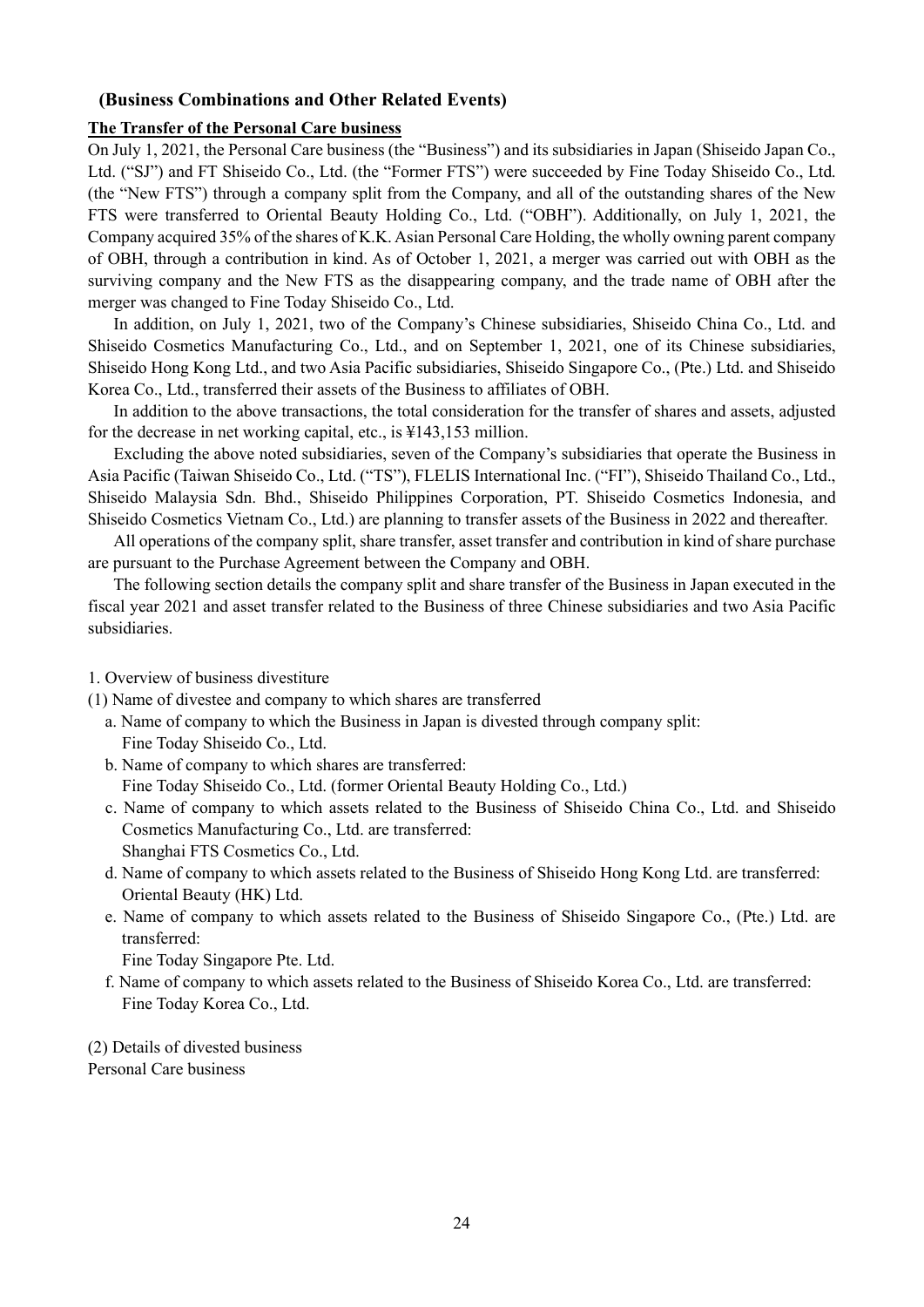## (Business Combinations and Other Related Events)

**The Transfer of the Personal Care business**

On July 1, 2021, the Personal Care business (the "Business") and its subsidiaries in Japan (Shiseido Japan Co., Ltd. ("SJ") and FT Shiseido Co., Ltd. (the "Former FTS") were succeeded by Fine Today Shiseido Co., Ltd. (the "New FTS") through a company split from the Company, and all of the outstanding shares of the New FTS were transferred to Oriental Beauty Holding Co., Ltd. ("OBH"). Additionally, on July 1, 2021, the Company acquired 35% of the shares of K.K. Asian Personal Care Holding, the wholly owning parent company of OBH, through a contribution in kind. As of October 1, 2021, a merger was carried out with OBH as the surviving company and the New FTS as the disappearing company, and the trade name of OBH after the merger was changed to Fine Today Shiseido Co., Ltd.

In addition, on July 1, 2021, two of the Company's Chinese subsidiaries, Shiseido China Co., Ltd. and Shiseido Cosmetics Manufacturing Co., Ltd., and on September 1, 2021, one of its Chinese subsidiaries, Shiseido Hong Kong Ltd., and two Asia Pacific subsidiaries, Shiseido Singapore Co., (Pte.) Ltd. and Shiseido Korea Co., Ltd., transferred their assets of the Business to affiliates of OBH.

In addition to the above transactions, the total consideration for the transfer of shares and assets, adjusted for the decrease in net working capital, etc., is ¥143,153 million.

Excluding the above noted subsidiaries, seven of the Company's subsidiaries that operate the Business in Asia Pacific (Taiwan Shiseido Co., Ltd. ("TS"), FLELIS International Inc. ("FI"), Shiseido Thailand Co., Ltd., Shiseido Malaysia Sdn. Bhd., Shiseido Philippines Corporation, PT. Shiseido Cosmetics Indonesia, and Shiseido Cosmetics Vietnam Co., Ltd.) are planning to transfer assets of the Business in 2022 and thereafter.

All operations of the company split, share transfer, asset transfer and contribution in kind of share purchase are pursuant to the Purchase Agreement between the Company and OBH.

The following section details the company split and share transfer of the Business in Japan executed in the fiscal year 2021 and asset transfer related to the Business of three Chinese subsidiaries and two Asia Pacific subsidiaries.

1. Overview of business divestiture

(1) Name of divestee and company to which shares are transferred

a. Name of company to which the Business in Japan is divested through company split:
Fine Today Shiseido Co., Ltd.

b. Name of company to which shares are transferred:
Fine Today Shiseido Co., Ltd. (former Oriental Beauty Holding Co., Ltd.)

c. Name of company to which assets related to the Business of Shiseido China Co., Ltd. and Shiseido Cosmetics Manufacturing Co., Ltd. are transferred:
Shanghai FTS Cosmetics Co., Ltd.

d. Name of company to which assets related to the Business of Shiseido Hong Kong Ltd. are transferred:
Oriental Beauty (HK) Ltd.

e. Name of company to which assets related to the Business of Shiseido Singapore Co., (Pte.) Ltd. are transferred:
Fine Today Singapore Pte. Ltd.

f. Name of company to which assets related to the Business of Shiseido Korea Co., Ltd. are transferred:
Fine Today Korea Co., Ltd.

(2) Details of divested business
Personal Care business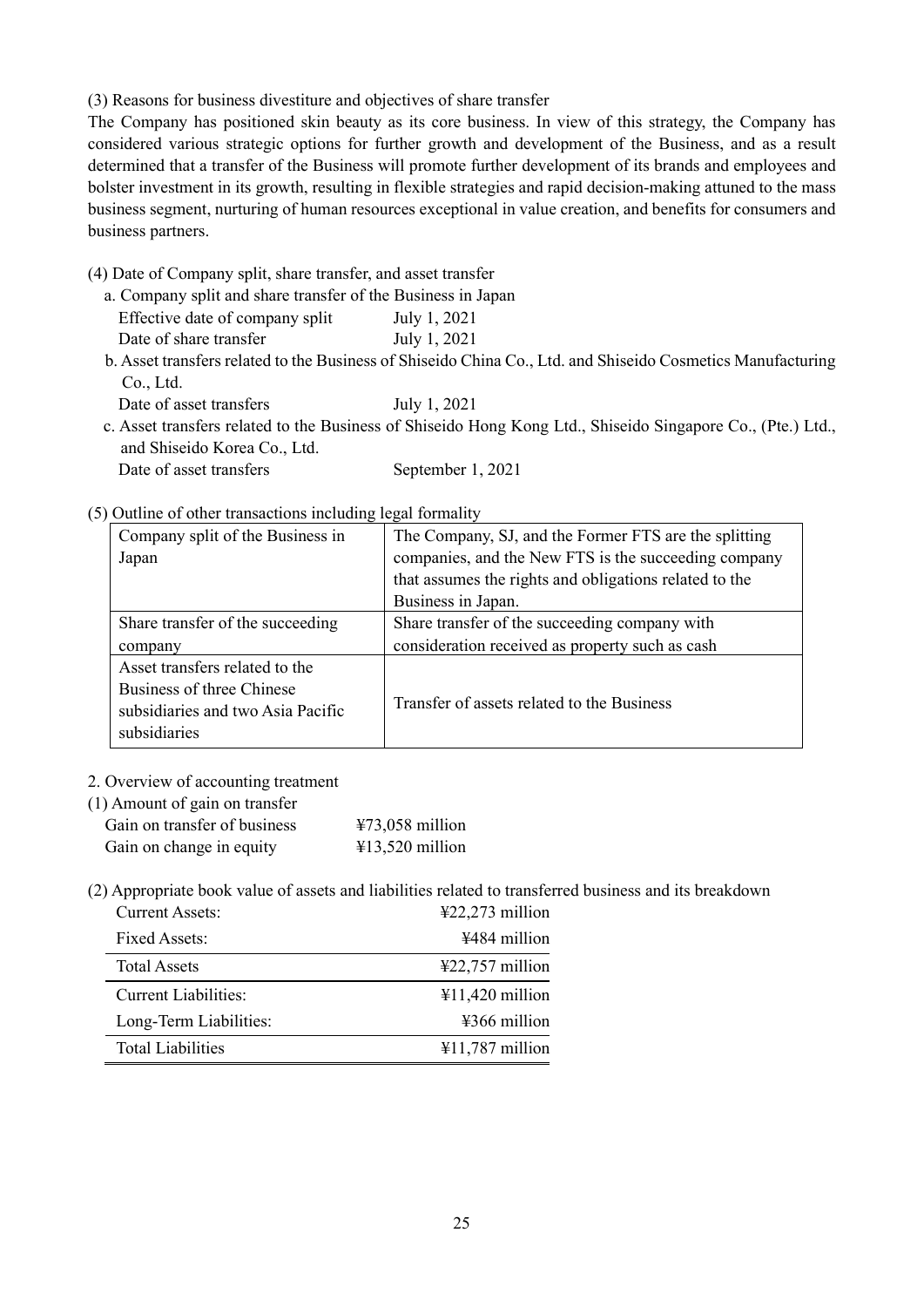(3) Reasons for business divestiture and objectives of share transfer

The Company has positioned skin beauty as its core business. In view of this strategy, the Company has considered various strategic options for further growth and development of the Business, and as a result determined that a transfer of the Business will promote further development of its brands and employees and bolster investment in its growth, resulting in flexible strategies and rapid decision-making attuned to the mass business segment, nurturing of human resources exceptional in value creation, and benefits for consumers and business partners.

(4) Date of Company split, share transfer, and asset transfer

a. Company split and share transfer of the Business in Japan

| | |
|---|---|
| Effective date of company split | July 1, 2021 |
| Date of share transfer | July 1, 2021 |

b. Asset transfers related to the Business of Shiseido China Co., Ltd. and Shiseido Cosmetics Manufacturing Co., Ltd.

| | |
|---|---|
| Date of asset transfers | July 1, 2021 |

c. Asset transfers related to the Business of Shiseido Hong Kong Ltd., Shiseido Singapore Co., (Pte.) Ltd., and Shiseido Korea Co., Ltd.

| | |
|---|---|
| Date of asset transfers | September 1, 2021 |

(5) Outline of other transactions including legal formality

| | |
|---|---|
| Company split of the Business in Japan | The Company, SJ, and the Former FTS are the splitting companies, and the New FTS is the succeeding company that assumes the rights and obligations related to the Business in Japan. |
| Share transfer of the succeeding company | Share transfer of the succeeding company with consideration received as property such as cash |
| Asset transfers related to the Business of three Chinese subsidiaries and two Asia Pacific subsidiaries | Transfer of assets related to the Business |

2. Overview of accounting treatment

(1) Amount of gain on transfer

| | |
|---|---|
| Gain on transfer of business | ¥73,058 million |
| Gain on change in equity | ¥13,520 million |

(2) Appropriate book value of assets and liabilities related to transferred business and its breakdown

| | |
|---|---|
| Current Assets: | ¥22,273 million |
| Fixed Assets: | ¥484 million |
| Total Assets | ¥22,757 million |
| Current Liabilities: | ¥11,420 million |
| Long-Term Liabilities: | ¥366 million |
| Total Liabilities | ¥11,787 million |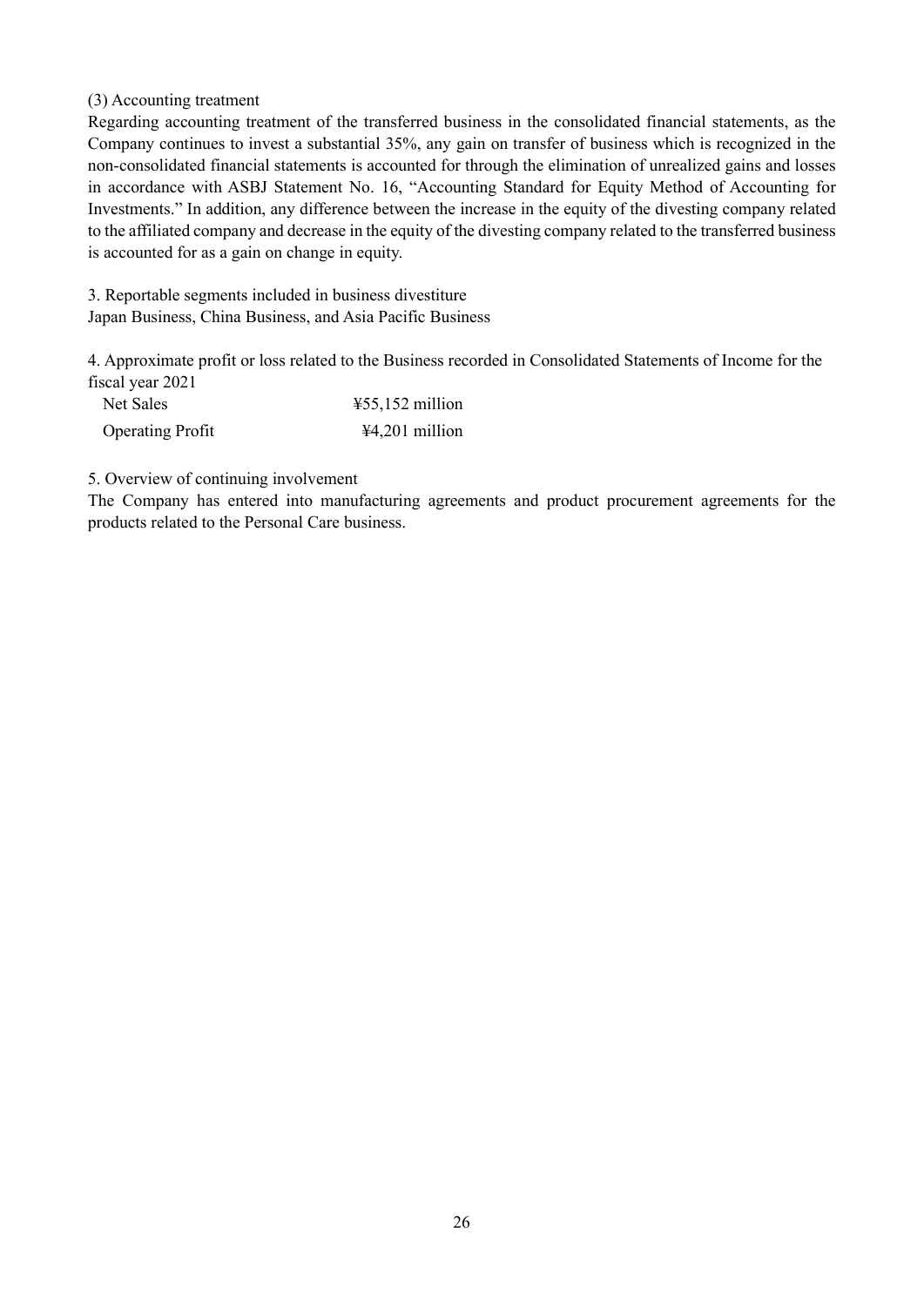(3) Accounting treatment

Regarding accounting treatment of the transferred business in the consolidated financial statements, as the Company continues to invest a substantial 35%, any gain on transfer of business which is recognized in the non-consolidated financial statements is accounted for through the elimination of unrealized gains and losses in accordance with ASBJ Statement No. 16, "Accounting Standard for Equity Method of Accounting for Investments." In addition, any difference between the increase in the equity of the divesting company related to the affiliated company and decrease in the equity of the divesting company related to the transferred business is accounted for as a gain on change in equity.

3. Reportable segments included in business divestiture

Japan Business, China Business, and Asia Pacific Business

4. Approximate profit or loss related to the Business recorded in Consolidated Statements of Income for the fiscal year 2021

| | |
|---|---|
| Net Sales | ¥55,152 million |
| Operating Profit | ¥4,201 million |

5. Overview of continuing involvement

The Company has entered into manufacturing agreements and product procurement agreements for the products related to the Personal Care business.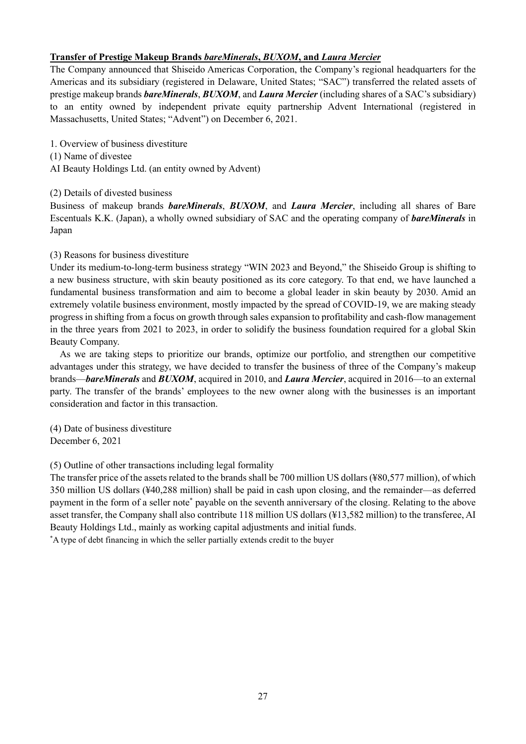**Transfer of Prestige Makeup Brands *bareMinerals*, *BUXOM*, and *Laura Mercier***

The Company announced that Shiseido Americas Corporation, the Company's regional headquarters for the Americas and its subsidiary (registered in Delaware, United States; "SAC") transferred the related assets of prestige makeup brands ***bareMinerals***, ***BUXOM***, and ***Laura Mercier*** (including shares of a SAC's subsidiary) to an entity owned by independent private equity partnership Advent International (registered in Massachusetts, United States; "Advent") on December 6, 2021.

1. Overview of business divestiture

(1) Name of divestee

AI Beauty Holdings Ltd. (an entity owned by Advent)

(2) Details of divested business

Business of makeup brands ***bareMinerals***, ***BUXOM***, and ***Laura Mercier***, including all shares of Bare Escentuals K.K. (Japan), a wholly owned subsidiary of SAC and the operating company of ***bareMinerals*** in Japan

(3) Reasons for business divestiture

Under its medium-to-long-term business strategy "WIN 2023 and Beyond," the Shiseido Group is shifting to a new business structure, with skin beauty positioned as its core category. To that end, we have launched a fundamental business transformation and aim to become a global leader in skin beauty by 2030. Amid an extremely volatile business environment, mostly impacted by the spread of COVID-19, we are making steady progress in shifting from a focus on growth through sales expansion to profitability and cash-flow management in the three years from 2021 to 2023, in order to solidify the business foundation required for a global Skin Beauty Company.

As we are taking steps to prioritize our brands, optimize our portfolio, and strengthen our competitive advantages under this strategy, we have decided to transfer the business of three of the Company's makeup brands—***bareMinerals*** and ***BUXOM***, acquired in 2010, and ***Laura Mercier***, acquired in 2016—to an external party. The transfer of the brands' employees to the new owner along with the businesses is an important consideration and factor in this transaction.

(4) Date of business divestiture

December 6, 2021

(5) Outline of other transactions including legal formality

The transfer price of the assets related to the brands shall be 700 million US dollars (¥80,577 million), of which 350 million US dollars (¥40,288 million) shall be paid in cash upon closing, and the remainder—as deferred payment in the form of a seller note* payable on the seventh anniversary of the closing. Relating to the above asset transfer, the Company shall also contribute 118 million US dollars (¥13,582 million) to the transferee, AI Beauty Holdings Ltd., mainly as working capital adjustments and initial funds.

*A type of debt financing in which the seller partially extends credit to the buyer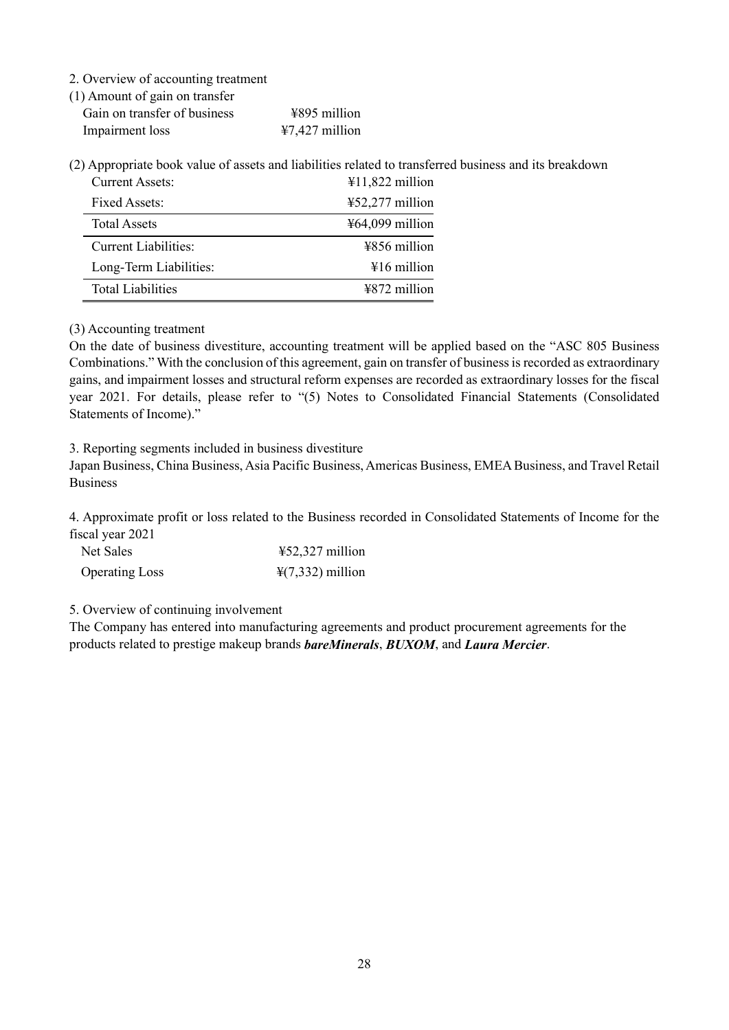2. Overview of accounting treatment

(1) Amount of gain on transfer

| | |
|---|---|
| Gain on transfer of business | ¥895 million |
| Impairment loss | ¥7,427 million |

(2) Appropriate book value of assets and liabilities related to transferred business and its breakdown

| | |
|---|---|
| Current Assets: | ¥11,822 million |
| Fixed Assets: | ¥52,277 million |
| Total Assets | ¥64,099 million |
| Current Liabilities: | ¥856 million |
| Long-Term Liabilities: | ¥16 million |
| Total Liabilities | ¥872 million |

(3) Accounting treatment

On the date of business divestiture, accounting treatment will be applied based on the "ASC 805 Business Combinations." With the conclusion of this agreement, gain on transfer of business is recorded as extraordinary gains, and impairment losses and structural reform expenses are recorded as extraordinary losses for the fiscal year 2021. For details, please refer to "(5) Notes to Consolidated Financial Statements (Consolidated Statements of Income)."

3. Reporting segments included in business divestiture

Japan Business, China Business, Asia Pacific Business, Americas Business, EMEA Business, and Travel Retail Business

4. Approximate profit or loss related to the Business recorded in Consolidated Statements of Income for the fiscal year 2021

| | |
|---|---|
| Net Sales | ¥52,327 million |
| Operating Loss | ¥(7,332) million |

5. Overview of continuing involvement

The Company has entered into manufacturing agreements and product procurement agreements for the products related to prestige makeup brands ***bareMinerals***, ***BUXOM***, and ***Laura Mercier***.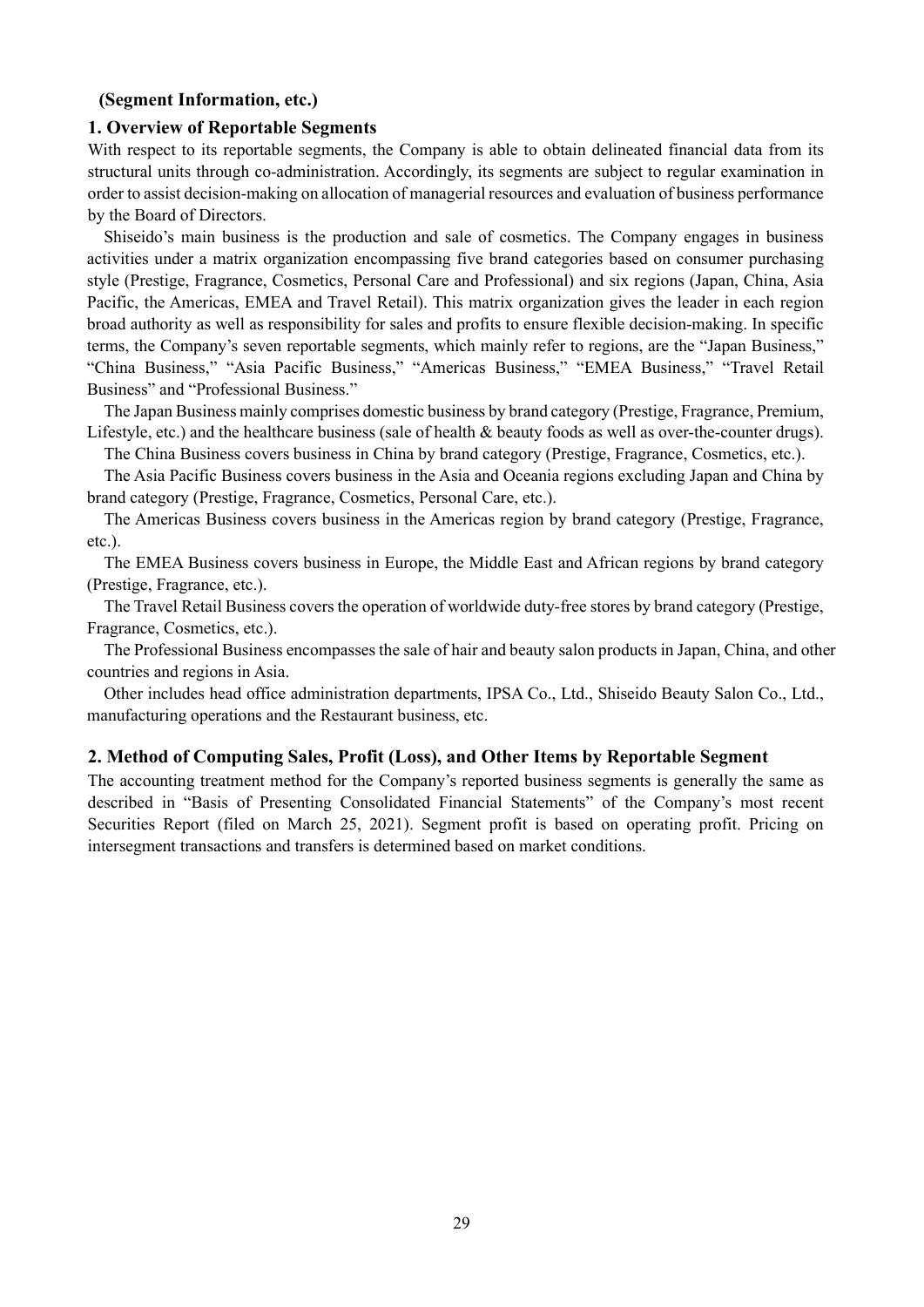**(Segment Information, etc.)**

**1. Overview of Reportable Segments**

With respect to its reportable segments, the Company is able to obtain delineated financial data from its structural units through co-administration. Accordingly, its segments are subject to regular examination in order to assist decision-making on allocation of managerial resources and evaluation of business performance by the Board of Directors.

Shiseido's main business is the production and sale of cosmetics. The Company engages in business activities under a matrix organization encompassing five brand categories based on consumer purchasing style (Prestige, Fragrance, Cosmetics, Personal Care and Professional) and six regions (Japan, China, Asia Pacific, the Americas, EMEA and Travel Retail). This matrix organization gives the leader in each region broad authority as well as responsibility for sales and profits to ensure flexible decision-making. In specific terms, the Company's seven reportable segments, which mainly refer to regions, are the "Japan Business," "China Business," "Asia Pacific Business," "Americas Business," "EMEA Business," "Travel Retail Business" and "Professional Business."

The Japan Business mainly comprises domestic business by brand category (Prestige, Fragrance, Premium, Lifestyle, etc.) and the healthcare business (sale of health & beauty foods as well as over-the-counter drugs).

The China Business covers business in China by brand category (Prestige, Fragrance, Cosmetics, etc.).

The Asia Pacific Business covers business in the Asia and Oceania regions excluding Japan and China by brand category (Prestige, Fragrance, Cosmetics, Personal Care, etc.).

The Americas Business covers business in the Americas region by brand category (Prestige, Fragrance, etc.).

The EMEA Business covers business in Europe, the Middle East and African regions by brand category (Prestige, Fragrance, etc.).

The Travel Retail Business covers the operation of worldwide duty-free stores by brand category (Prestige, Fragrance, Cosmetics, etc.).

The Professional Business encompasses the sale of hair and beauty salon products in Japan, China, and other countries and regions in Asia.

Other includes head office administration departments, IPSA Co., Ltd., Shiseido Beauty Salon Co., Ltd., manufacturing operations and the Restaurant business, etc.

**2. Method of Computing Sales, Profit (Loss), and Other Items by Reportable Segment**

The accounting treatment method for the Company's reported business segments is generally the same as described in "Basis of Presenting Consolidated Financial Statements" of the Company's most recent Securities Report (filed on March 25, 2021). Segment profit is based on operating profit. Pricing on intersegment transactions and transfers is determined based on market conditions.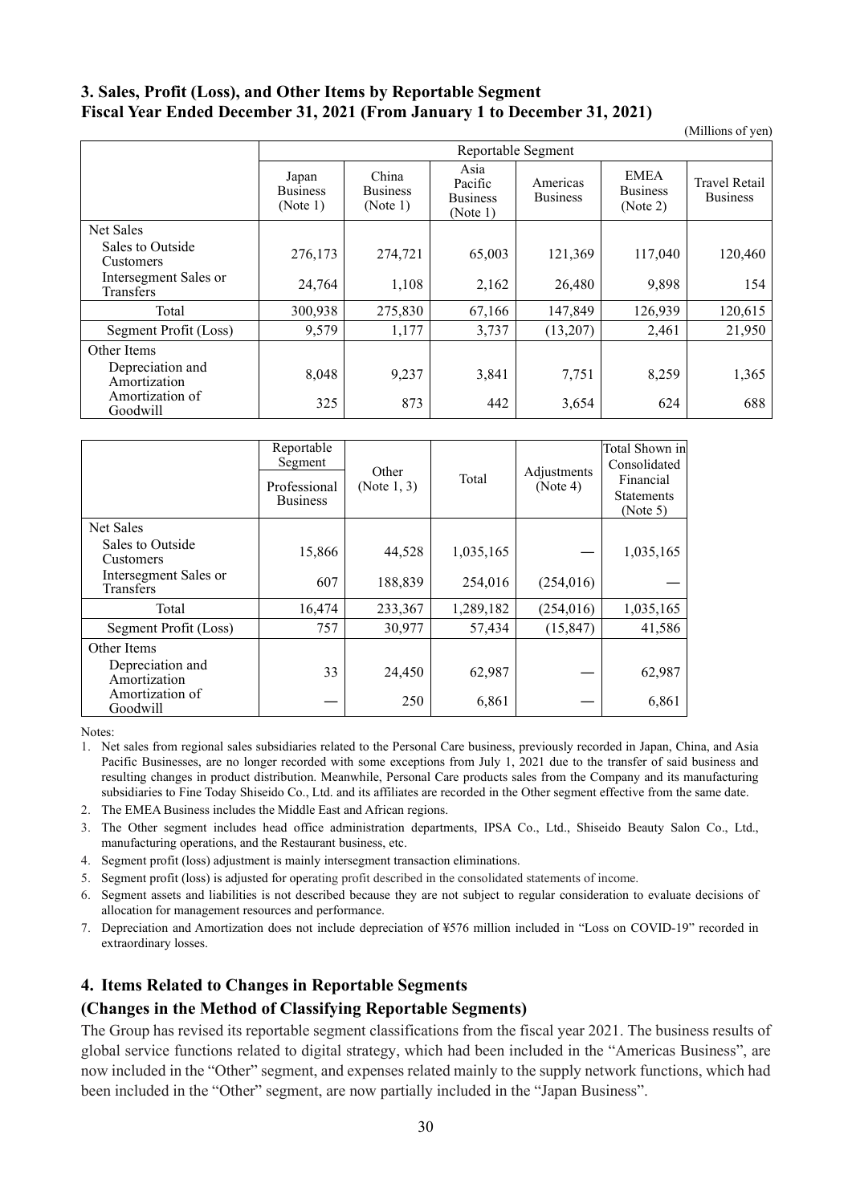## 3. Sales, Profit (Loss), and Other Items by Reportable Segment
## Fiscal Year Ended December 31, 2021 (From January 1 to December 31, 2021)

(Millions of yen)

| | Reportable Segment | | | | | |
|---|---|---|---|---|---|---|
| | Japan Business (Note 1) | China Business (Note 1) | Asia Pacific Business (Note 1) | Americas Business | EMEA Business (Note 2) | Travel Retail Business |
| **Net Sales** | | | | | | |
| Sales to Outside Customers | 276,173 | 274,721 | 65,003 | 121,369 | 117,040 | 120,460 |
| Intersegment Sales or Transfers | 24,764 | 1,108 | 2,162 | 26,480 | 9,898 | 154 |
| Total | 300,938 | 275,830 | 67,166 | 147,849 | 126,939 | 120,615 |
| Segment Profit (Loss) | 9,579 | 1,177 | 3,737 | (13,207) | 2,461 | 21,950 |
| **Other Items** | | | | | | |
| Depreciation and Amortization | 8,048 | 9,237 | 3,841 | 7,751 | 8,259 | 1,365 |
| Amortization of Goodwill | 325 | 873 | 442 | 3,654 | 624 | 688 |

| | Reportable Segment | Other (Note 1, 3) | Total | Adjustments (Note 4) | Total Shown in Consolidated Financial Statements (Note 5) |
|---|---|---|---|---|---|
| | Professional Business | | | | |
| **Net Sales** | | | | | |
| Sales to Outside Customers | 15,866 | 44,528 | 1,035,165 | — | 1,035,165 |
| Intersegment Sales or Transfers | 607 | 188,839 | 254,016 | (254,016) | — |
| Total | 16,474 | 233,367 | 1,289,182 | (254,016) | 1,035,165 |
| Segment Profit (Loss) | 757 | 30,977 | 57,434 | (15,847) | 41,586 |
| **Other Items** | | | | | |
| Depreciation and Amortization | 33 | 24,450 | 62,987 | — | 62,987 |
| Amortization of Goodwill | — | 250 | 6,861 | — | 6,861 |

Notes:

1. Net sales from regional sales subsidiaries related to the Personal Care business, previously recorded in Japan, China, and Asia Pacific Businesses, are no longer recorded with some exceptions from July 1, 2021 due to the transfer of said business and resulting changes in product distribution. Meanwhile, Personal Care products sales from the Company and its manufacturing subsidiaries to Fine Today Shiseido Co., Ltd. and its affiliates are recorded in the Other segment effective from the same date.
2. The EMEA Business includes the Middle East and African regions.
3. The Other segment includes head office administration departments, IPSA Co., Ltd., Shiseido Beauty Salon Co., Ltd., manufacturing operations, and the Restaurant business, etc.
4. Segment profit (loss) adjustment is mainly intersegment transaction eliminations.
5. Segment profit (loss) is adjusted for operating profit described in the consolidated statements of income.
6. Segment assets and liabilities is not described because they are not subject to regular consideration to evaluate decisions of allocation for management resources and performance.
7. Depreciation and Amortization does not include depreciation of ¥576 million included in "Loss on COVID-19" recorded in extraordinary losses.

## 4. Items Related to Changes in Reportable Segments

### (Changes in the Method of Classifying Reportable Segments)

The Group has revised its reportable segment classifications from the fiscal year 2021. The business results of global service functions related to digital strategy, which had been included in the "Americas Business", are now included in the "Other" segment, and expenses related mainly to the supply network functions, which had been included in the "Other" segment, are now partially included in the "Japan Business".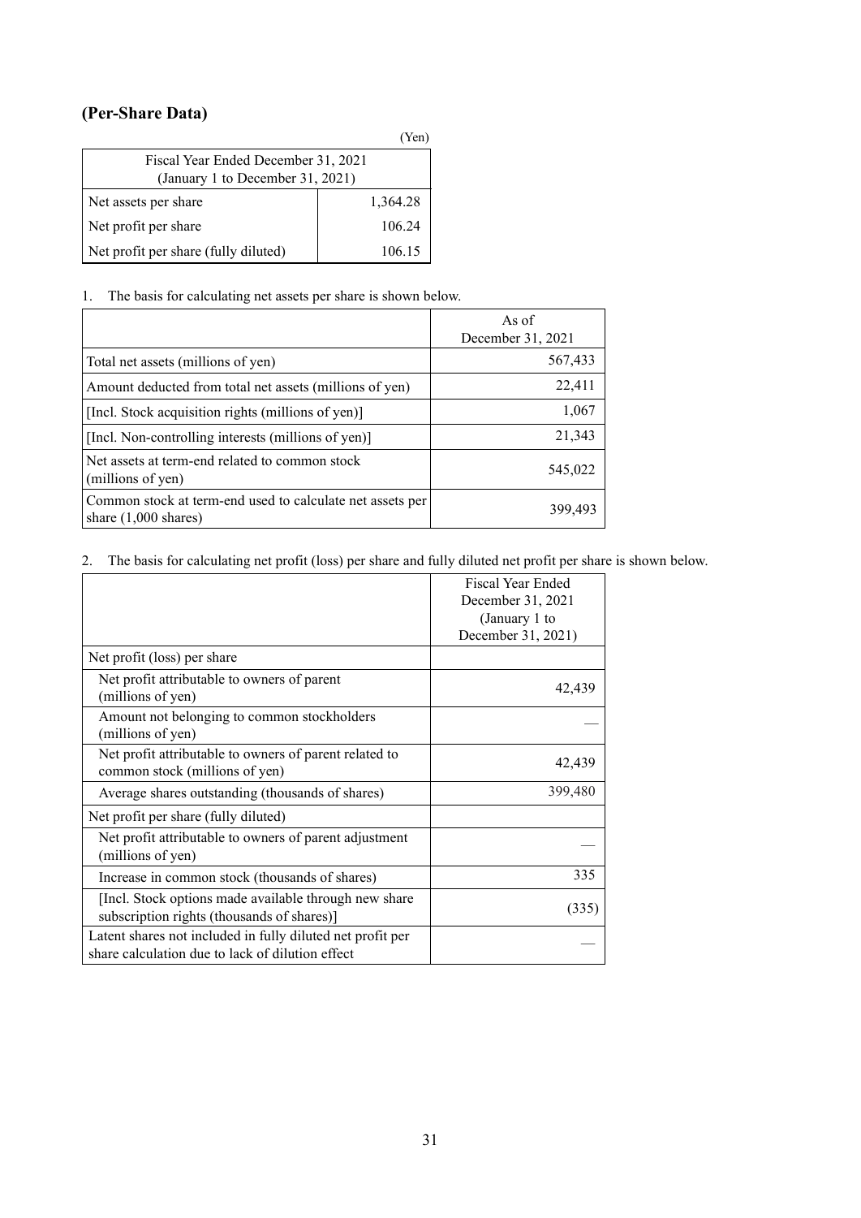## (Per-Share Data)

(Yen)

| Fiscal Year Ended December 31, 2021 (January 1 to December 31, 2021) | |
|---|---|
| Net assets per share | 1,364.28 |
| Net profit per share | 106.24 |
| Net profit per share (fully diluted) | 106.15 |

1. The basis for calculating net assets per share is shown below.

| | As of December 31, 2021 |
|---|---|
| Total net assets (millions of yen) | 567,433 |
| Amount deducted from total net assets (millions of yen) | 22,411 |
| [Incl. Stock acquisition rights (millions of yen)] | 1,067 |
| [Incl. Non-controlling interests (millions of yen)] | 21,343 |
| Net assets at term-end related to common stock (millions of yen) | 545,022 |
| Common stock at term-end used to calculate net assets per share (1,000 shares) | 399,493 |

2. The basis for calculating net profit (loss) per share and fully diluted net profit per share is shown below.

| | Fiscal Year Ended December 31, 2021 (January 1 to December 31, 2021) |
|---|---|
| Net profit (loss) per share | |
| Net profit attributable to owners of parent (millions of yen) | 42,439 |
| Amount not belonging to common stockholders (millions of yen) | — |
| Net profit attributable to owners of parent related to common stock (millions of yen) | 42,439 |
| Average shares outstanding (thousands of shares) | 399,480 |
| Net profit per share (fully diluted) | |
| Net profit attributable to owners of parent adjustment (millions of yen) | — |
| Increase in common stock (thousands of shares) | 335 |
| [Incl. Stock options made available through new share subscription rights (thousands of shares)] | (335) |
| Latent shares not included in fully diluted net profit per share calculation due to lack of dilution effect | — |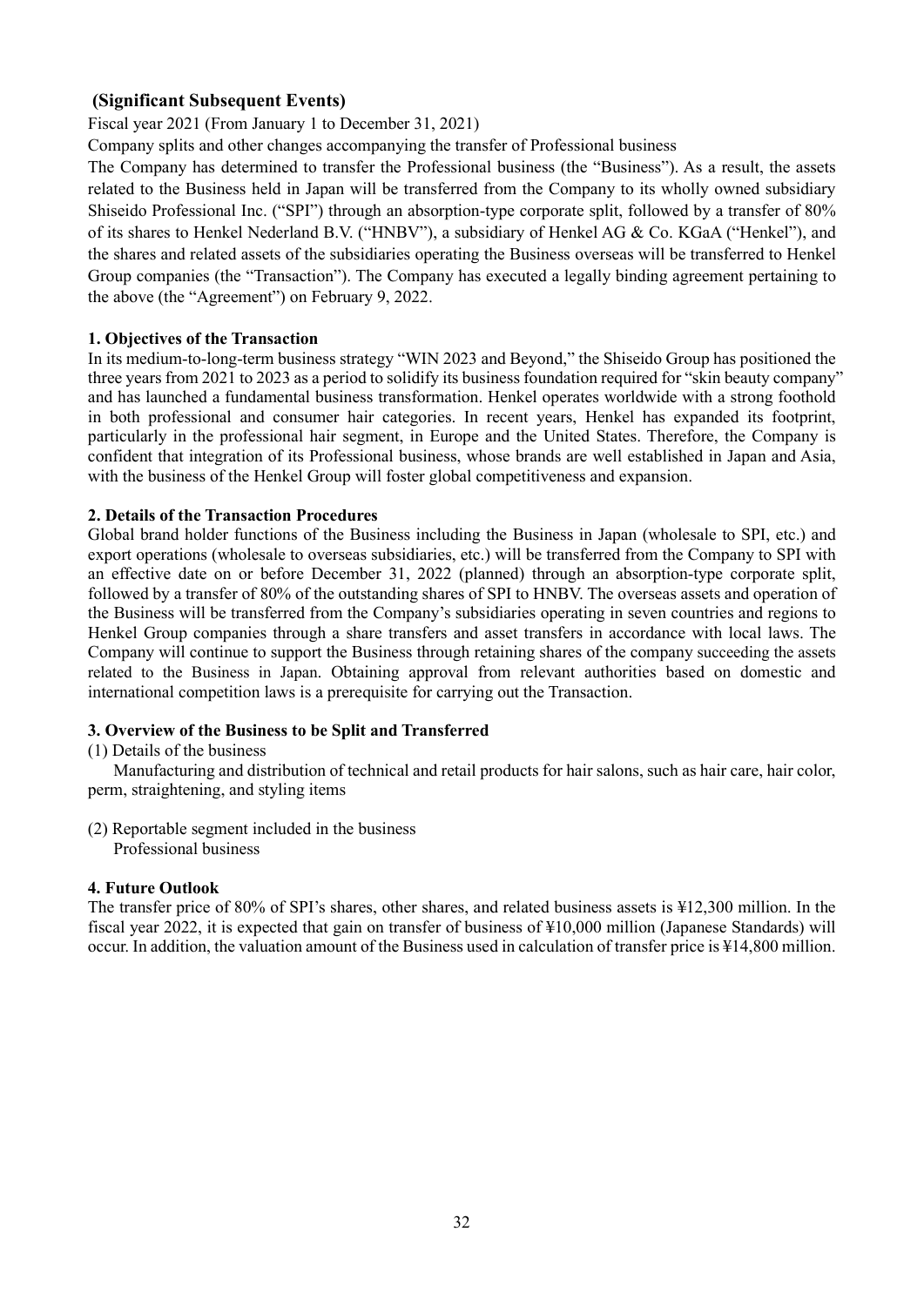## (Significant Subsequent Events)

Fiscal year 2021 (From January 1 to December 31, 2021)

Company splits and other changes accompanying the transfer of Professional business

The Company has determined to transfer the Professional business (the "Business"). As a result, the assets related to the Business held in Japan will be transferred from the Company to its wholly owned subsidiary Shiseido Professional Inc. ("SPI") through an absorption-type corporate split, followed by a transfer of 80% of its shares to Henkel Nederland B.V. ("HNBV"), a subsidiary of Henkel AG & Co. KGaA ("Henkel"), and the shares and related assets of the subsidiaries operating the Business overseas will be transferred to Henkel Group companies (the "Transaction"). The Company has executed a legally binding agreement pertaining to the above (the "Agreement") on February 9, 2022.

### 1. Objectives of the Transaction

In its medium-to-long-term business strategy "WIN 2023 and Beyond," the Shiseido Group has positioned the three years from 2021 to 2023 as a period to solidify its business foundation required for "skin beauty company" and has launched a fundamental business transformation. Henkel operates worldwide with a strong foothold in both professional and consumer hair categories. In recent years, Henkel has expanded its footprint, particularly in the professional hair segment, in Europe and the United States. Therefore, the Company is confident that integration of its Professional business, whose brands are well established in Japan and Asia, with the business of the Henkel Group will foster global competitiveness and expansion.

### 2. Details of the Transaction Procedures

Global brand holder functions of the Business including the Business in Japan (wholesale to SPI, etc.) and export operations (wholesale to overseas subsidiaries, etc.) will be transferred from the Company to SPI with an effective date on or before December 31, 2022 (planned) through an absorption-type corporate split, followed by a transfer of 80% of the outstanding shares of SPI to HNBV. The overseas assets and operation of the Business will be transferred from the Company's subsidiaries operating in seven countries and regions to Henkel Group companies through a share transfers and asset transfers in accordance with local laws. The Company will continue to support the Business through retaining shares of the company succeeding the assets related to the Business in Japan. Obtaining approval from relevant authorities based on domestic and international competition laws is a prerequisite for carrying out the Transaction.

### 3. Overview of the Business to be Split and Transferred

(1) Details of the business

Manufacturing and distribution of technical and retail products for hair salons, such as hair care, hair color, perm, straightening, and styling items

(2) Reportable segment included in the business

Professional business

### 4. Future Outlook

The transfer price of 80% of SPI's shares, other shares, and related business assets is ¥12,300 million. In the fiscal year 2022, it is expected that gain on transfer of business of ¥10,000 million (Japanese Standards) will occur. In addition, the valuation amount of the Business used in calculation of transfer price is ¥14,800 million.